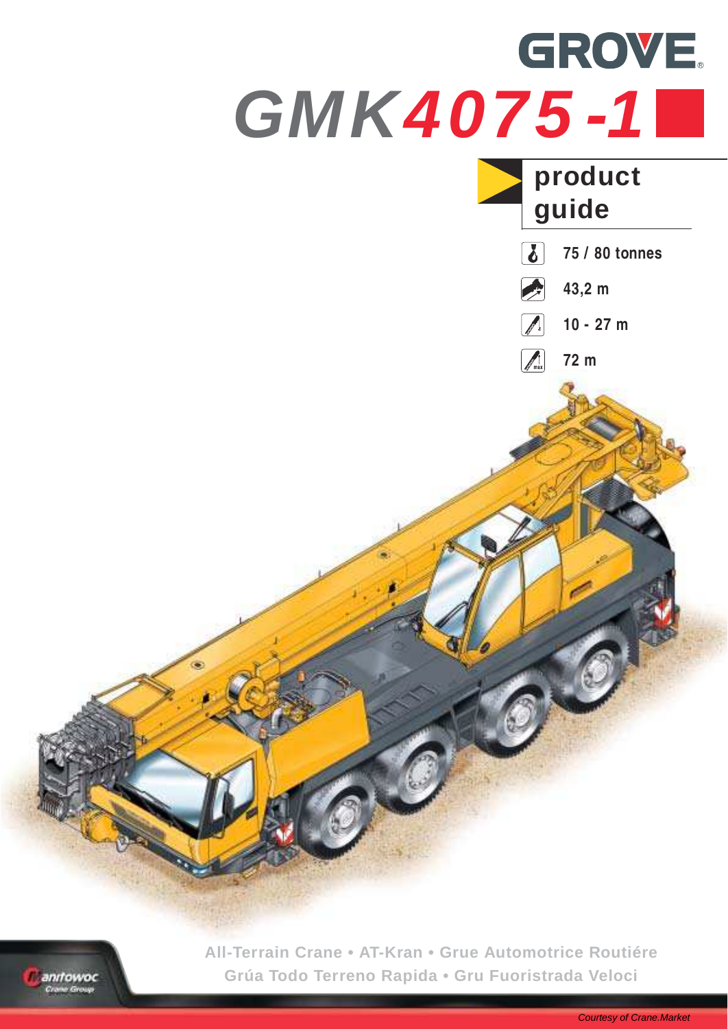# GROVE

# GMK4075-1

## product guide

- 75 / 80 tonnes
- 43,2 m
- 10 - 27 m
- 72 m

All-Terrain Crane • AT-Kran • Grue Automotrice Routiére
Grúa Todo Terreno Rapida • Gru Fuoristrada Veloci

Manitowoc Crane Group

Courtesy of Crane.Market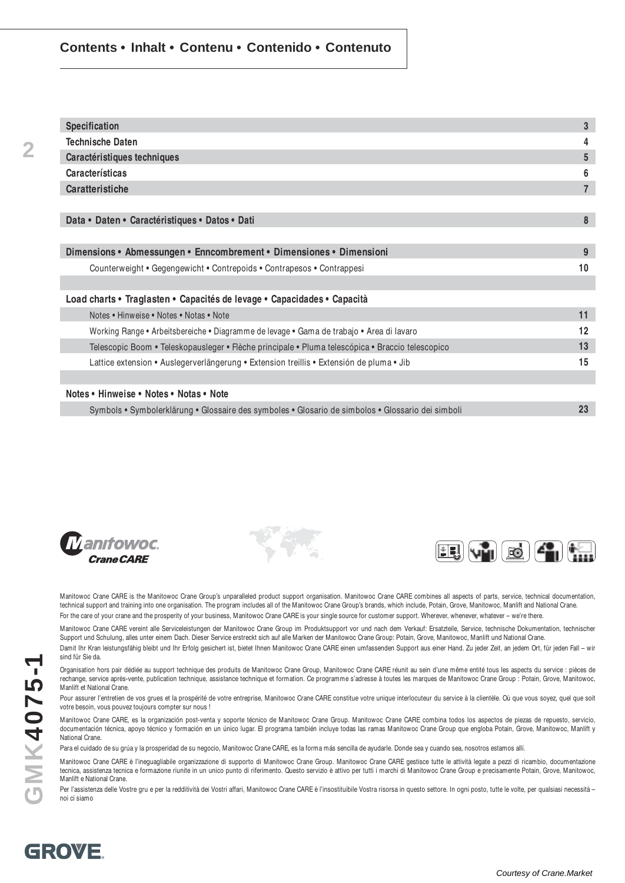## Contents • Inhalt • Contenu • Contenido • Contenuto

| | |
|---|---|
| **Specification** | **3** |
| **Technische Daten** | **4** |
| **Caractéristiques techniques** | **5** |
| **Características** | **6** |
| **Caratteristiche** | **7** |
| | |
| **Data • Daten • Caractéristiques • Datos • Dati** | **8** |
| | |
| **Dimensions • Abmessungen • Enncombrement • Dimensiones • Dimensioni** | **9** |
| Counterweight • Gegengewicht • Contrepoids • Contrapesos • Contrappesi | **10** |
| | |
| **Load charts • Traglasten • Capacités de levage • Capacidades • Capacità** | |
| Notes • Hinweise • Notes • Notas • Note | **11** |
| Working Range • Arbeitsbereiche • Diagramme de levage • Gama de trabajo • Area di lavaro | **12** |
| Telescopic Boom • Teleskopausleger • Flèche principale • Pluma telescópica • Braccio telescopico | **13** |
| Lattice extension • Auslegerverlängerung • Extension treillis • Extensión de pluma • Jib | **15** |
| | |
| **Notes • Hinweise • Notes • Notas • Note** | |
| Symbols • Symbolerklärung • Glossaire des symboles • Glosario de simbolos • Glossario dei simboli | **23** |

Manitowoc Crane CARE

Manitowoc Crane CARE is the Manitowoc Crane Group's unparalleled product support organisation. Manitowoc Crane CARE combines all aspects of parts, service, technical documentation, technical support and training into one organisation. The program includes all of the Manitowoc Crane Group's brands, which include, Potain, Grove, Manitowoc, Manlift and National Crane.

For the care of your crane and the prosperity of your business, Manitowoc Crane CARE is your single source for customer support. Wherever, whenever, whatever – we're there.

Manitowoc Crane CARE vereint alle Serviceleistungen der Manitowoc Crane Group im Produktsupport vor und nach dem Verkauf: Ersatzteile, Service, technische Dokumentation, technischer Support und Schulung, alles unter einem Dach. Dieser Service erstreckt sich auf alle Marken der Manitowoc Crane Group: Potain, Grove, Manitowoc, Manlift und National Crane.

Damit Ihr Kran leistungsfähig bleibt und Ihr Erfolg gesichert ist, bietet Ihnen Manitowoc Crane CARE einen umfassenden Support aus einer Hand. Zu jeder Zeit, an jedem Ort, für jeden Fall – wir sind für Sie da.

Organisation hors pair dédiée au support technique des produits de Manitowoc Crane Group, Manitowoc Crane CARE réunit au sein d'une même entité tous les aspects du service : pièces de rechange, service après-vente, publication technique, assistance technique et formation. Ce programme s'adresse à toutes les marques de Manitowoc Crane Group : Potain, Grove, Manitowoc, Manlift et National Crane.

Pour assurer l'entretien de vos grues et la prospérité de votre entreprise, Manitowoc Crane CARE constitue votre unique interlocuteur du service à la clientèle. Où que vous soyez, quel que soit votre besoin, vous pouvez toujours compter sur nous !

Manitowoc Crane CARE, es la organización post-venta y soporte técnico de Manitowoc Crane Group. Manitowoc Crane CARE combina todos los aspectos de piezas de repuesto, servicio, documentación técnica, apoyo técnico y formación en un único lugar. El programa también incluye todas las ramas Manitowoc Crane Group que engloba Potain, Grove, Manitowoc, Manlift y National Crane.

Para el cuidado de su grúa y la prosperidad de su negocio, Manitowoc Crane CARE, es la forma más sencilla de ayudarle. Donde sea y cuando sea, nosotros estamos allí.

Manitowoc Crane CARE è l'ineguagliabile organizzazione di supporto di Manitowoc Crane Group. Manitowoc Crane CARE gestisce tutte le attività legate a pezzi di ricambio, documentazione tecnica, assistenza tecnica e formazione riunite in un unico punto di riferimento. Questo servizio è attivo per tutti i marchi di Manitowoc Crane Group e precisamente Potain, Grove, Manitowoc, Manlift e National Crane.

Per l'assistenza delle Vostre gru e per la redditività dei Vostri affari, Manitowoc Crane CARE è l'insostituibile Vostra risorsa in questo settore. In ogni posto, tutte le volte, per qualsiasi necessità – noi ci siamo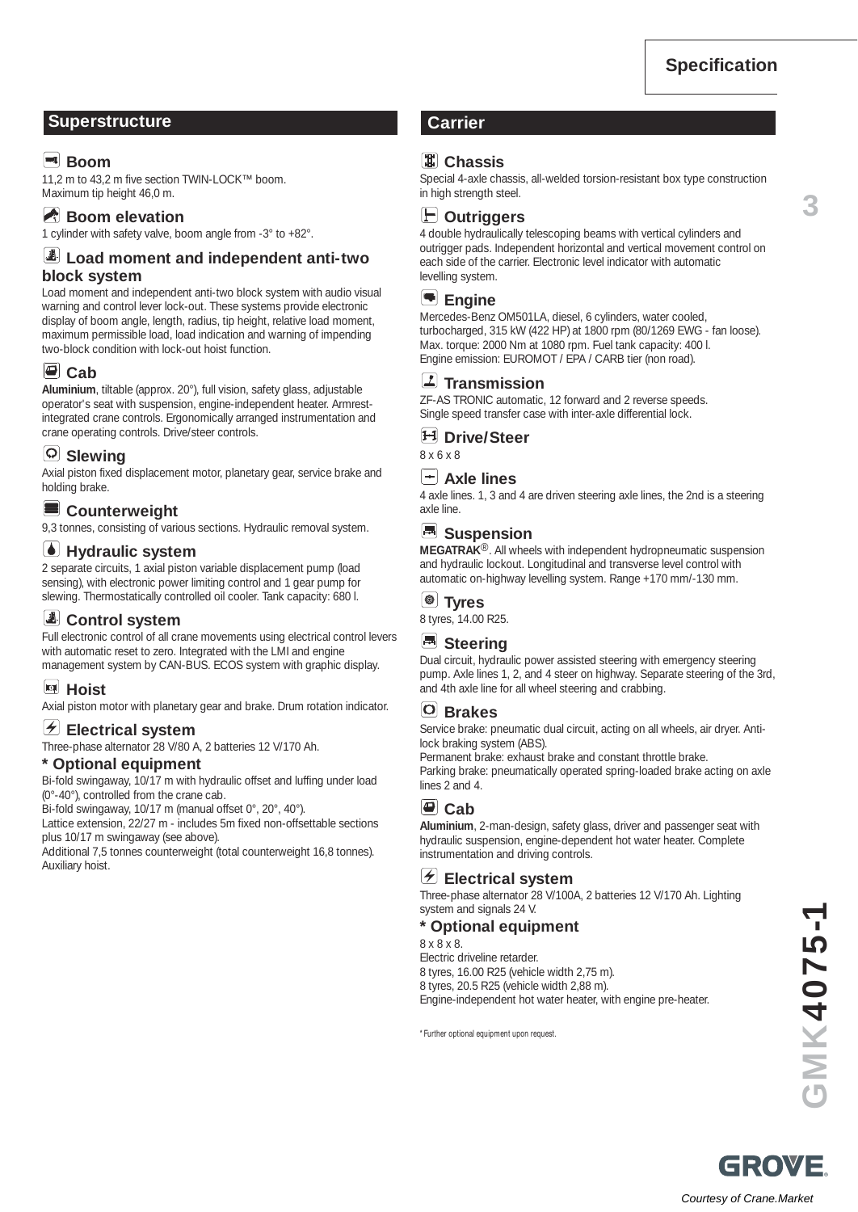# Specification

## Superstructure

### Boom
11,2 m to 43,2 m five section TWIN-LOCK™ boom.
Maximum tip height 46,0 m.

### Boom elevation
1 cylinder with safety valve, boom angle from -3° to +82°.

### Load moment and independent anti-two block system
Load moment and independent anti-two block system with audio visual warning and control lever lock-out. These systems provide electronic display of boom angle, length, radius, tip height, relative load moment, maximum permissible load, load indication and warning of impending two-block condition with lock-out hoist function.

### Cab
**Aluminium**, tiltable (approx. 20°), full vision, safety glass, adjustable operator's seat with suspension, engine-independent heater. Armrest-integrated crane controls. Ergonomically arranged instrumentation and crane operating controls. Drive/steer controls.

### Slewing
Axial piston fixed displacement motor, planetary gear, service brake and holding brake.

### Counterweight
9,3 tonnes, consisting of various sections. Hydraulic removal system.

### Hydraulic system
2 separate circuits, 1 axial piston variable displacement pump (load sensing), with electronic power limiting control and 1 gear pump for slewing. Thermostatically controlled oil cooler. Tank capacity: 680 l.

### Control system
Full electronic control of all crane movements using electrical control levers with automatic reset to zero. Integrated with the LMI and engine management system by CAN-BUS. ECOS system with graphic display.

### Hoist
Axial piston motor with planetary gear and brake. Drum rotation indicator.

### Electrical system
Three-phase alternator 28 V/80 A, 2 batteries 12 V/170 Ah.

### * Optional equipment
Bi-fold swingaway, 10/17 m with hydraulic offset and luffing under load (0°-40°), controlled from the crane cab.
Bi-fold swingaway, 10/17 m (manual offset 0°, 20°, 40°).
Lattice extension, 22/27 m - includes 5m fixed non-offsettable sections plus 10/17 m swingaway (see above).
Additional 7,5 tonnes counterweight (total counterweight 16,8 tonnes).
Auxiliary hoist.

## Carrier

### Chassis
Special 4-axle chassis, all-welded torsion-resistant box type construction in high strength steel.

### Outriggers
4 double hydraulically telescoping beams with vertical cylinders and outrigger pads. Independent horizontal and vertical movement control on each side of the carrier. Electronic level indicator with automatic levelling system.

### Engine
Mercedes-Benz OM501LA, diesel, 6 cylinders, water cooled, turbocharged, 315 kW (422 HP) at 1800 rpm (80/1269 EWG - fan loose).
Max. torque: 2000 Nm at 1080 rpm. Fuel tank capacity: 400 l.
Engine emission: EUROMOT / EPA / CARB tier (non road).

### Transmission
ZF-AS TRONIC automatic, 12 forward and 2 reverse speeds.
Single speed transfer case with inter-axle differential lock.

### Drive/Steer
8 x 6 x 8

### Axle lines
4 axle lines. 1, 3 and 4 are driven steering axle lines, the 2nd is a steering axle line.

### Suspension
**MEGATRAK**®. All wheels with independent hydropneumatic suspension and hydraulic lockout. Longitudinal and transverse level control with automatic on-highway levelling system. Range +170 mm/-130 mm.

### Tyres
8 tyres, 14.00 R25.

### Steering
Dual circuit, hydraulic power assisted steering with emergency steering pump. Axle lines 1, 2, and 4 steer on highway. Separate steering of the 3rd, and 4th axle line for all wheel steering and crabbing.

### Brakes
Service brake: pneumatic dual circuit, acting on all wheels, air dryer. Anti-lock braking system (ABS).
Permanent brake: exhaust brake and constant throttle brake.
Parking brake: pneumatically operated spring-loaded brake acting on axle lines 2 and 4.

### Cab
**Aluminium**, 2-man-design, safety glass, driver and passenger seat with hydraulic suspension, engine-dependent hot water heater. Complete instrumentation and driving controls.

### Electrical system
Three-phase alternator 28 V/100A, 2 batteries 12 V/170 Ah. Lighting system and signals 24 V.

### * Optional equipment
8 x 8 x 8.
Electric driveline retarder.
8 tyres, 16.00 R25 (vehicle width 2,75 m).
8 tyres, 20.5 R25 (vehicle width 2,88 m).
Engine-independent hot water heater, with engine pre-heater.

* Further optional equipment upon request.

GMK4075-1

GROVE

Courtesy of Crane.Market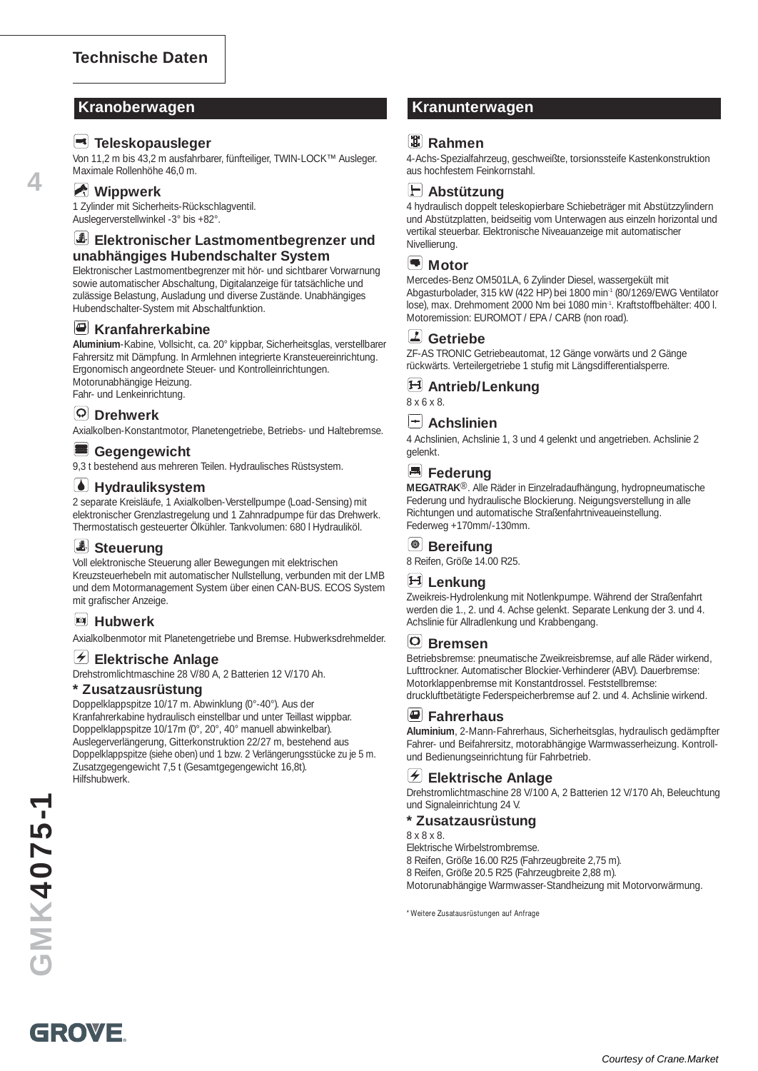## Technische Daten

## Kranoberwagen

### Teleskopausleger
Von 11,2 m bis 43,2 m ausfahrbarer, fünfteiliger, TWIN-LOCK™ Ausleger. Maximale Rollenhöhe 46,0 m.

### Wippwerk
1 Zylinder mit Sicherheits-Rückschlagventil.
Auslegerverstellwinkel -3° bis +82°.

### Elektronischer Lastmomentbegrenzer und unabhängiges Hubendschalter System
Elektronischer Lastmomentbegrenzer mit hör- und sichtbarer Vorwarnung sowie automatischer Abschaltung, Digitalanzeige für tatsächliche und zulässige Belastung, Ausladung und diverse Zustände. Unabhängiges Hubendschalter-System mit Abschaltfunktion.

### Kranfahrerkabine
**Aluminium**-Kabine, Vollsicht, ca. 20° kippbar, Sicherheitsglas, verstellbarer Fahrersitz mit Dämpfung. In Armlehnen integrierte Kransteuereinrichtung. Ergonomisch angeordnete Steuer- und Kontrolleinrichtungen.
Motorunabhängige Heizung.
Fahr- und Lenkeinrichtung.

### Drehwerk
Axialkolben-Konstantmotor, Planetengetriebe, Betriebs- und Haltebremse.

### Gegengewicht
9,3 t bestehend aus mehreren Teilen. Hydraulisches Rüstsystem.

### Hydrauliksystem
2 separate Kreisläufe, 1 Axialkolben-Verstellpumpe (Load-Sensing) mit elektronischer Grenzlastregelung und 1 Zahnradpumpe für das Drehwerk. Thermostatisch gesteuerter Ölkühler. Tankvolumen: 680 l Hydrauliköl.

### Steuerung
Voll elektronische Steuerung aller Bewegungen mit elektrischen Kreuzsteuerhebeln mit automatischer Nullstellung, verbunden mit der LMB und dem Motormanagement System über einen CAN-BUS. ECOS System mit grafischer Anzeige.

### Hubwerk
Axialkolbenmotor mit Planetengetriebe und Bremse. Hubwerksdrehmelder.

### Elektrische Anlage
Drehstromlichtmaschine 28 V/80 A, 2 Batterien 12 V/170 Ah.

### * Zusatzausrüstung
Doppelklappspitze 10/17 m. Abwinklung (0°-40°). Aus der Kranfahrerkabine hydraulisch einstellbar und unter Teillast wippbar.
Doppelklappspitze 10/17m (0°, 20°, 40° manuell abwinkelbar).
Auslegerverlängerung, Gitterkonstruktion 22/27 m, bestehend aus Doppelklappspitze (siehe oben) und 1 bzw. 2 Verlängerungsstücke zu je 5 m.
Zusatzgegengewicht 7,5 t (Gesamtgegengewicht 16,8t).
Hilfshubwerk.

## Kranunterwagen

### Rahmen
4-Achs-Spezialfahrzeug, geschweißte, torsionssteife Kastenkonstruktion aus hochfestem Feinkornstahl.

### Abstützung
4 hydraulisch doppelt teleskopierbare Schiebeträger mit Abstützzylindern und Abstützplatten, beidseitig vom Unterwagen aus einzeln horizontal und vertikal steuerbar. Elektronische Niveauanzeige mit automatischer Nivellierung.

### Motor
Mercedes-Benz OM501LA, 6 Zylinder Diesel, wassergekült mit Abgasturbolader, 315 kW (422 HP) bei 1800 $min^{-1}$ (80/1269/EWG Ventilator lose), max. Drehmoment 2000 Nm bei 1080 $min^{-1}$. Kraftstoffbehälter: 400 l. Motoremission: EUROMOT / EPA / CARB (non road).

### Getriebe
ZF-AS TRONIC Getriebeautomat, 12 Gänge vorwärts und 2 Gänge rückwärts. Verteilergetriebe 1 stufig mit Längsdifferentialsperre.

### Antrieb/Lenkung
8 x 6 x 8.

### Achslinien
4 Achslinien, Achslinie 1, 3 und 4 gelenkt und angetrieben. Achslinie 2 gelenkt.

### Federung
**MEGATRAK**®. Alle Räder in Einzelradaufhängung, hydropneumatische Federung und hydraulische Blockierung. Neigungsverstellung in alle Richtungen und automatische Straßenfahrtniveaueinstellung.
Federweg +170mm/-130mm.

### Bereifung
8 Reifen, Größe 14.00 R25.

### Lenkung
Zweikreis-Hydrolenkung mit Notlenkpumpe. Während der Straßenfahrt werden die 1., 2. und 4. Achse gelenkt. Separate Lenkung der 3. und 4. Achslinie für Allradlenkung und Krabbengang.

### Bremsen
Betriebsbremse: pneumatische Zweikreisbremse, auf alle Räder wirkend, Lufttrockner. Automatischer Blockier-Verhinderer (ABV). Dauerbremse: Motorklappenbremse mit Konstantdrossel. Feststellbremse: druckluftbetätigte Federspeicherbremse auf 2. und 4. Achslinie wirkend.

### Fahrerhaus
**Aluminium**, 2-Mann-Fahrerhaus, Sicherheitsglas, hydraulisch gedämpfter Fahrer- und Beifahrersitz, motorabhängige Warmwasserheizung. Kontroll- und Bedienungseinrichtung für Fahrbetrieb.

### Elektrische Anlage
Drehstromlichtmaschine 28 V/100 A, 2 Batterien 12 V/170 Ah, Beleuchtung und Signaleinrichtung 24 V.

### * Zusatzausrüstung
8 x 8 x 8.
Elektrische Wirbelstrombremse.
8 Reifen, Größe 16.00 R25 (Fahrzeugbreite 2,75 m).
8 Reifen, Größe 20.5 R25 (Fahrzeugbreite 2,88 m).
Motorunabhängige Warmwasser-Standheizung mit Motorvorwärmung.

\* Weitere Zusatzausrüstungen auf Anfrage

Courtesy of Crane.Market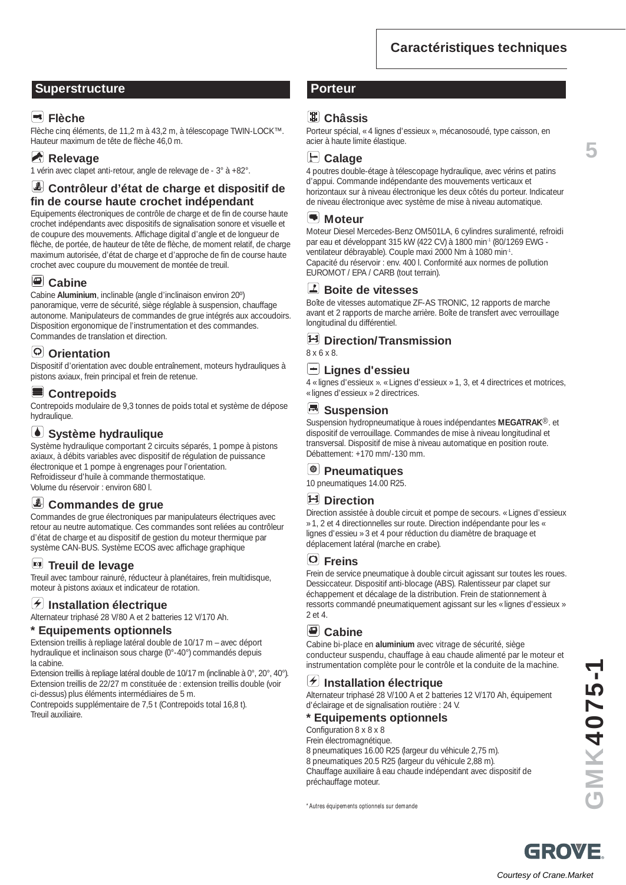# Caractéristiques techniques

## Superstructure

### Flèche
Flèche cinq éléments, de 11,2 m à 43,2 m, à télescopage TWIN-LOCK™. Hauteur maximum de tête de flèche 46,0 m.

### Relevage
1 vérin avec clapet anti-retour, angle de relevage de - 3° à +82°.

### Contrôleur d'état de charge et dispositif de fin de course haute crochet indépendant
Equipements électroniques de contrôle de charge et de fin de course haute crochet indépendants avec dispositifs de signalisation sonore et visuelle et de coupure des mouvements. Affichage digital d'angle et de longueur de flèche, de portée, de hauteur de tête de flèche, de moment relatif, de charge maximum autorisée, d'état de charge et d'approche de fin de course haute crochet avec coupure du mouvement de montée de treuil.

### Cabine
Cabine **Aluminium**, inclinable (angle d'inclinaison environ 20º) panoramique, verre de sécurité, siège réglable à suspension, chauffage autonome. Manipulateurs de commandes de grue intégrés aux accoudoirs. Disposition ergonomique de l'instrumentation et des commandes. Commandes de translation et direction.

### Orientation
Dispositif d'orientation avec double entraînement, moteurs hydrauliques à pistons axiaux, frein principal et frein de retenue.

### Contrepoids
Contrepoids modulaire de 9,3 tonnes de poids total et système de dépose hydraulique.

### Système hydraulique
Système hydraulique comportant 2 circuits séparés, 1 pompe à pistons axiaux, à débits variables avec dispositif de régulation de puissance électronique et 1 pompe à engrenages pour l'orientation.
Refroidisseur d'huile à commande thermostatique.
Volume du réservoir : environ 680 l.

### Commandes de grue
Commandes de grue électroniques par manipulateurs électriques avec retour au neutre automatique. Ces commandes sont reliées au contrôleur d'état de charge et au dispositif de gestion du moteur thermique par système CAN-BUS. Système ECOS avec affichage graphique

### Treuil de levage
Treuil avec tambour rainuré, réducteur à planétaires, frein multidisque, moteur à pistons axiaux et indicateur de rotation.

### Installation électrique
Alternateur triphasé 28 V/80 A et 2 batteries 12 V/170 Ah.

### * Equipements optionnels
Extension treillis à repliage latéral double de 10/17 m – avec déport hydraulique et inclinaison sous charge (0°-40°) commandés depuis la cabine.
Extension treillis à repliage latéral double de 10/17 m (inclinable à 0°, 20°, 40°).
Extension treillis de 22/27 m constituée de : extension treillis double (voir ci-dessus) plus éléments intermédiaires de 5 m.
Contrepoids supplémentaire de 7,5 t (Contrepoids total 16,8 t).
Treuil auxiliaire.

## Porteur

### Châssis
Porteur spécial, « 4 lignes d'essieux », mécanosoudé, type caisson, en acier à haute limite élastique.

### Calage
4 poutres double-étage à télescopage hydraulique, avec vérins et patins d'appui. Commande indépendante des mouvements verticaux et horizontaux sur à niveau électronique les deux côtés du porteur. Indicateur de niveau électronique avec système de mise à niveau automatique.

### Moteur
Moteur Diesel Mercedes-Benz OM501LA, 6 cylindres suralimenté, refroidi par eau et développant 315 kW (422 CV) à 1800 min$^{-1}$ (80/1269 EWG - ventilateur débrayable). Couple maxi 2000 Nm à 1080 min$^{-1}$.
Capacité du réservoir : env. 400 l. Conformité aux normes de pollution EUROMOT / EPA / CARB (tout terrain).

### Boite de vitesses
Boîte de vitesses automatique ZF-AS TRONIC, 12 rapports de marche avant et 2 rapports de marche arrière. Boîte de transfert avec verrouillage longitudinal du différentiel.

### Direction/Transmission
8 x 6 x 8.

### Lignes d'essieu
4 « lignes d'essieux ». « Lignes d'essieux » 1, 3, et 4 directrices et motrices, « lignes d'essieux » 2 directrices.

### Suspension
Suspension hydropneumatique à roues indépendantes **MEGATRAK**®. et dispositif de verrouillage. Commandes de mise à niveau longitudinal et transversal. Dispositif de mise à niveau automatique en position route. Débattement: +170 mm/-130 mm.

### Pneumatiques
10 pneumatiques 14.00 R25.

### Direction
Direction assistée à double circuit et pompe de secours. « Lignes d'essieux » 1, 2 et 4 directionnelles sur route. Direction indépendante pour les « lignes d'essieu » 3 et 4 pour réduction du diamètre de braquage et déplacement latéral (marche en crabe).

### Freins
Frein de service pneumatique à double circuit agissant sur toutes les roues. Dessiccateur. Dispositif anti-blocage (ABS). Ralentisseur par clapet sur échappement et décalage de la distribution. Frein de stationnement à ressorts commandé pneumatiquement agissant sur les « lignes d'essieux » 2 et 4.

### Cabine
Cabine bi-place en **aluminium** avec vitrage de sécurité, siège conducteur suspendu, chauffage à eau chaude alimenté par le moteur et instrumentation complète pour le contrôle et la conduite de la machine.

### Installation électrique
Alternateur triphasé 28 V/100 A et 2 batteries 12 V/170 Ah, équipement d'éclairage et de signalisation routière : 24 V.

### * Equipements optionnels
Configuration 8 x 8 x 8
Frein électromagnétique.
8 pneumatiques 16.00 R25 (largeur du véhicule 2,75 m).
8 pneumatiques 20.5 R25 (largeur du véhicule 2,88 m).
Chauffage auxiliaire à eau chaude indépendant avec dispositif de préchauffage moteur.

* Autres équipements optionnels sur demande

GMK4075-1

GROVE

Courtesy of Crane.Market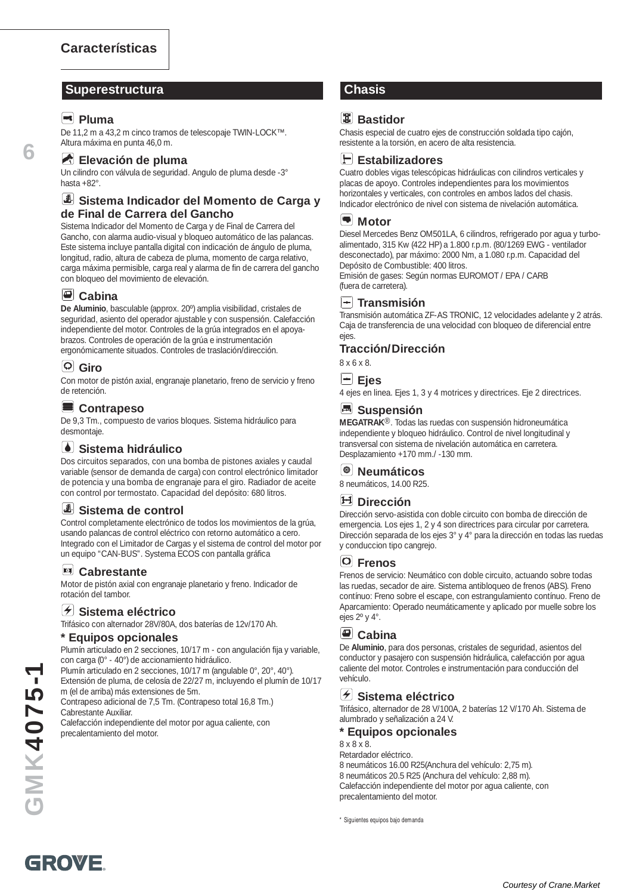# Características

## Superestructura

### Pluma
De 11,2 m a 43,2 m cinco tramos de telescopaje TWIN-LOCK™.
Altura máxima en punta 46,0 m.

### Elevación de pluma
Un cilindro con válvula de seguridad. Angulo de pluma desde -3° hasta +82°.

### Sistema Indicador del Momento de Carga y de Final de Carrera del Gancho
Sistema Indicador del Momento de Carga y de Final de Carrera del Gancho, con alarma audio-visual y bloqueo automático de las palancas. Este sistema incluye pantalla digital con indicación de ángulo de pluma, longitud, radio, altura de cabeza de pluma, momento de carga relativo, carga máxima permisible, carga real y alarma de fin de carrera del gancho con bloqueo del movimiento de elevación.

### Cabina
**De Aluminio**, basculable (approx. 20º) amplia visibilidad, cristales de seguridad, asiento del operador ajustable y con suspensión. Calefacción independiente del motor. Controles de la grúa integrados en el apoya-brazos. Controles de operación de la grúa e instrumentación ergonómicamente situados. Controles de traslación/dirección.

### Giro
Con motor de pistón axial, engranaje planetario, freno de servicio y freno de retención.

### Contrapeso
De 9,3 Tm., compuesto de varios bloques. Sistema hidráulico para desmontaje.

### Sistema hidráulico
Dos circuitos separados, con una bomba de pistones axiales y caudal variable (sensor de demanda de carga) con control electrónico limitador de potencia y una bomba de engranaje para el giro. Radiador de aceite con control por termostato. Capacidad del depósito: 680 litros.

### Sistema de control
Control completamente electrónico de todos los movimientos de la grúa, usando palancas de control eléctrico con retorno automático a cero. Integrado con el Limitador de Cargas y el sistema de control del motor por un equipo "CAN-BUS". Systema ECOS con pantalla gráfica

### Cabrestante
Motor de pistón axial con engranaje planetario y freno. Indicador de rotación del tambor.

### Sistema eléctrico
Trifásico con alternador 28V/80A, dos baterías de 12v/170 Ah.

### * Equipos opcionales
Plumín articulado en 2 secciones, 10/17 m - con angulación fija y variable, con carga (0° - 40°) de accionamiento hidráulico.
Plumín articulado en 2 secciones, 10/17 m (angulable 0°, 20°, 40°).
Extensión de pluma, de celosía de 22/27 m, incluyendo el plumín de 10/17 m (el de arriba) más extensiones de 5m.
Contrapeso adicional de 7,5 Tm. (Contrapeso total 16,8 Tm.)
Cabrestante Auxiliar.
Calefacción independiente del motor por agua caliente, con precalentamiento del motor.

## Chasis

### Bastidor
Chasis especial de cuatro ejes de construcción soldada tipo cajón, resistente a la torsión, en acero de alta resistencia.

### Estabilizadores
Cuatro dobles vigas telescópicas hidráulicas con cilindros verticales y placas de apoyo. Controles independientes para los movimientos horizontales y verticales, con controles en ambos lados del chasis. Indicador electrónico de nivel con sistema de nivelación automática.

### Motor
Diesel Mercedes Benz OM501LA, 6 cilindros, refrigerado por agua y turbo-alimentado, 315 Kw (422 HP) a 1.800 r.p.m. (80/1269 EWG - ventilador desconectado), par máximo: 2000 Nm, a 1.080 r.p.m. Capacidad del Depósito de Combustible: 400 litros.
Emisión de gases: Según normas EUROMOT / EPA / CARB (fuera de carretera).

### Transmisión
Transmisión automática ZF-AS TRONIC, 12 velocidades adelante y 2 atrás. Caja de transferencia de una velocidad con bloqueo de diferencial entre ejes.

### Tracción/Dirección
8 x 6 x 8.

### Ejes
4 ejes en linea. Ejes 1, 3 y 4 motrices y directrices. Eje 2 directrices.

### Suspensión
**MEGATRAK**®. Todas las ruedas con suspensión hidroneumática independiente y bloqueo hidráulico. Control de nivel longitudinal y transversal con sistema de nivelación automática en carretera. Desplazamiento +170 mm./ -130 mm.

### Neumáticos
8 neumáticos, 14.00 R25.

### Dirección
Dirección servo-asistida con doble circuito con bomba de dirección de emergencia. Los ejes 1, 2 y 4 son directrices para circular por carretera. Dirección separada de los ejes 3° y 4° para la dirección en todas las ruedas y conduccion tipo cangrejo.

### Frenos
Frenos de servicio: Neumático con doble circuito, actuando sobre todas las ruedas, secador de aire. Sistema antibloqueo de frenos (ABS). Freno contínuo: Freno sobre el escape, con estrangulamiento contínuo. Freno de Aparcamiento: Operado neumáticamente y aplicado por muelle sobre los ejes 2º y 4°.

### Cabina
De **Aluminio**, para dos personas, cristales de seguridad, asientos del conductor y pasajero con suspensión hidráulica, calefacción por agua caliente del motor. Controles e instrumentación para conducción del vehículo.

### Sistema eléctrico
Trifásico, alternador de 28 V/100A, 2 baterías 12 V/170 Ah. Sistema de alumbrado y señalización a 24 V.

### * Equipos opcionales
8 x 8 x 8.
Retardador eléctrico.
8 neumáticos 16.00 R25(Anchura del vehículo: 2,75 m).
8 neumáticos 20.5 R25 (Anchura del vehículo: 2,88 m).
Calefacción independiente del motor por agua caliente, con precalentamiento del motor.

* Siguientes equipos bajo demanda

GMK4075-1

GROVE

Courtesy of Crane.Market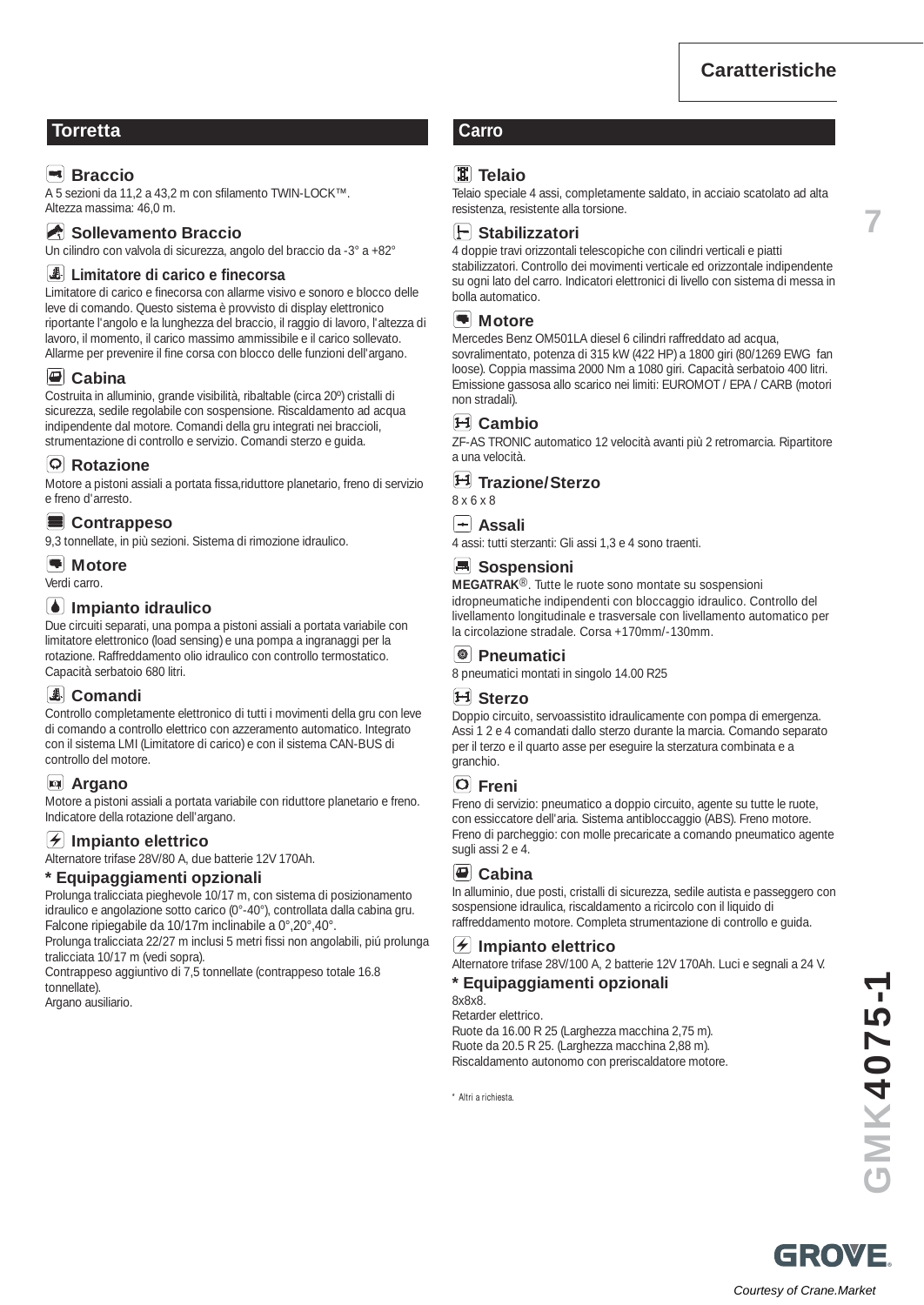# Caratteristiche

## Torretta

### Braccio
A 5 sezioni da 11,2 a 43,2 m con sfilamento TWIN-LOCK™.
Altezza massima: 46,0 m.

### Sollevamento Braccio
Un cilindro con valvola di sicurezza, angolo del braccio da -3° a +82°

### Limitatore di carico e finecorsa
Limitatore di carico e finecorsa con allarme visivo e sonoro e blocco delle leve di comando. Questo sistema è provvisto di display elettronico riportante l'angolo e la lunghezza del braccio, il raggio di lavoro, l'altezza di lavoro, il momento, il carico massimo ammissibile e il carico sollevato. Allarme per prevenire il fine corsa con blocco delle funzioni dell'argano.

### Cabina
Costruita in alluminio, grande visibilità, ribaltabile (circa 20º) cristalli di sicurezza, sedile regolabile con sospensione. Riscaldamento ad acqua indipendente dal motore. Comandi della gru integrati nei braccioli, strumentazione di controllo e servizio. Comandi sterzo e guida.

### Rotazione
Motore a pistoni assiali a portata fissa,riduttore planetario, freno di servizio e freno d'arresto.

### Contrappeso
9,3 tonnellate, in più sezioni. Sistema di rimozione idraulico.

### Motore
Verdi carro.

### Impianto idraulico
Due circuiti separati, una pompa a pistoni assiali a portata variabile con limitatore elettronico (load sensing) e una pompa a ingranaggi per la rotazione. Raffreddamento olio idraulico con controllo termostatico. Capacità serbatoio 680 litri.

### Comandi
Controllo completamente elettronico di tutti i movimenti della gru con leve di comando a controllo elettrico con azzeramento automatico. Integrato con il sistema LMI (Limitatore di carico) e con il sistema CAN-BUS di controllo del motore.

### Argano
Motore a pistoni assiali a portata variabile con riduttore planetario e freno. Indicatore della rotazione dell'argano.

### Impianto elettrico
Alternatore trifase 28V/80 A, due batterie 12V 170Ah.

### * Equipaggiamenti opzionali
Prolunga tralicciata pieghevole 10/17 m, con sistema di posizionamento idraulico e angolazione sotto carico (0°-40°), controllata dalla cabina gru.
Falcone ripiegabile da 10/17m inclinabile a 0°,20°,40°.
Prolunga tralicciata 22/27 m inclusi 5 metri fissi non angolabili, piú prolunga tralicciata 10/17 m (vedi sopra).
Contrappeso aggiuntivo di 7,5 tonnellate (contrappeso totale 16.8 tonnellate).
Argano ausiliario.

## Carro

### Telaio
Telaio speciale 4 assi, completamente saldato, in acciaio scatolato ad alta resistenza, resistente alla torsione.

### Stabilizzatori
4 doppie travi orizzontali telescopiche con cilindri verticali e piatti stabilizzatori. Controllo dei movimenti verticale ed orizzontale indipendente su ogni lato del carro. Indicatori elettronici di livello con sistema di messa in bolla automatico.

### Motore
Mercedes Benz OM501LA diesel 6 cilindri raffreddato ad acqua, sovralimentato, potenza di 315 kW (422 HP) a 1800 giri (80/1269 EWG fan loose). Coppia massima 2000 Nm a 1080 giri. Capacità serbatoio 400 litri. Emissione gassosa allo scarico nei limiti: EUROMOT / EPA / CARB (motori non stradali).

### Cambio
ZF-AS TRONIC automatico 12 velocità avanti più 2 retromarcia. Ripartitore a una velocità.

### Trazione/Sterzo
8 x 6 x 8

### Assali
4 assi: tutti sterzanti: Gli assi 1,3 e 4 sono traenti.

### Sospensioni
**MEGATRAK**®. Tutte le ruote sono montate su sospensioni idropneumatiche indipendenti con bloccaggio idraulico. Controllo del livellamento longitudinale e trasversale con livellamento automatico per la circolazione stradale. Corsa +170mm/-130mm.

### Pneumatici
8 pneumatici montati in singolo 14.00 R25

### Sterzo
Doppio circuito, servoassistito idraulicamente con pompa di emergenza. Assi 1 2 e 4 comandati dallo sterzo durante la marcia. Comando separato per il terzo e il quarto asse per eseguire la sterzatura combinata e a granchio.

### Freni
Freno di servizio: pneumatico a doppio circuito, agente su tutte le ruote, con essiccatore dell'aria. Sistema antibloccaggio (ABS). Freno motore. Freno di parcheggio: con molle precaricate a comando pneumatico agente sugli assi 2 e 4.

### Cabina
In alluminio, due posti, cristalli di sicurezza, sedile autista e passeggero con sospensione idraulica, riscaldamento a ricircolo con il liquido di raffreddamento motore. Completa strumentazione di controllo e guida.

### Impianto elettrico
Alternatore trifase 28V/100 A, 2 batterie 12V 170Ah. Luci e segnali a 24 V.

### * Equipaggiamenti opzionali
8x8x8.
Retarder elettrico.
Ruote da 16.00 R 25 (Larghezza macchina 2,75 m).
Ruote da 20.5 R 25. (Larghezza macchina 2,88 m).
Riscaldamento autonomo con preriscaldatore motore.

* Altri a richiesta.

GMK4075-1

GROVE

Courtesy of Crane.Market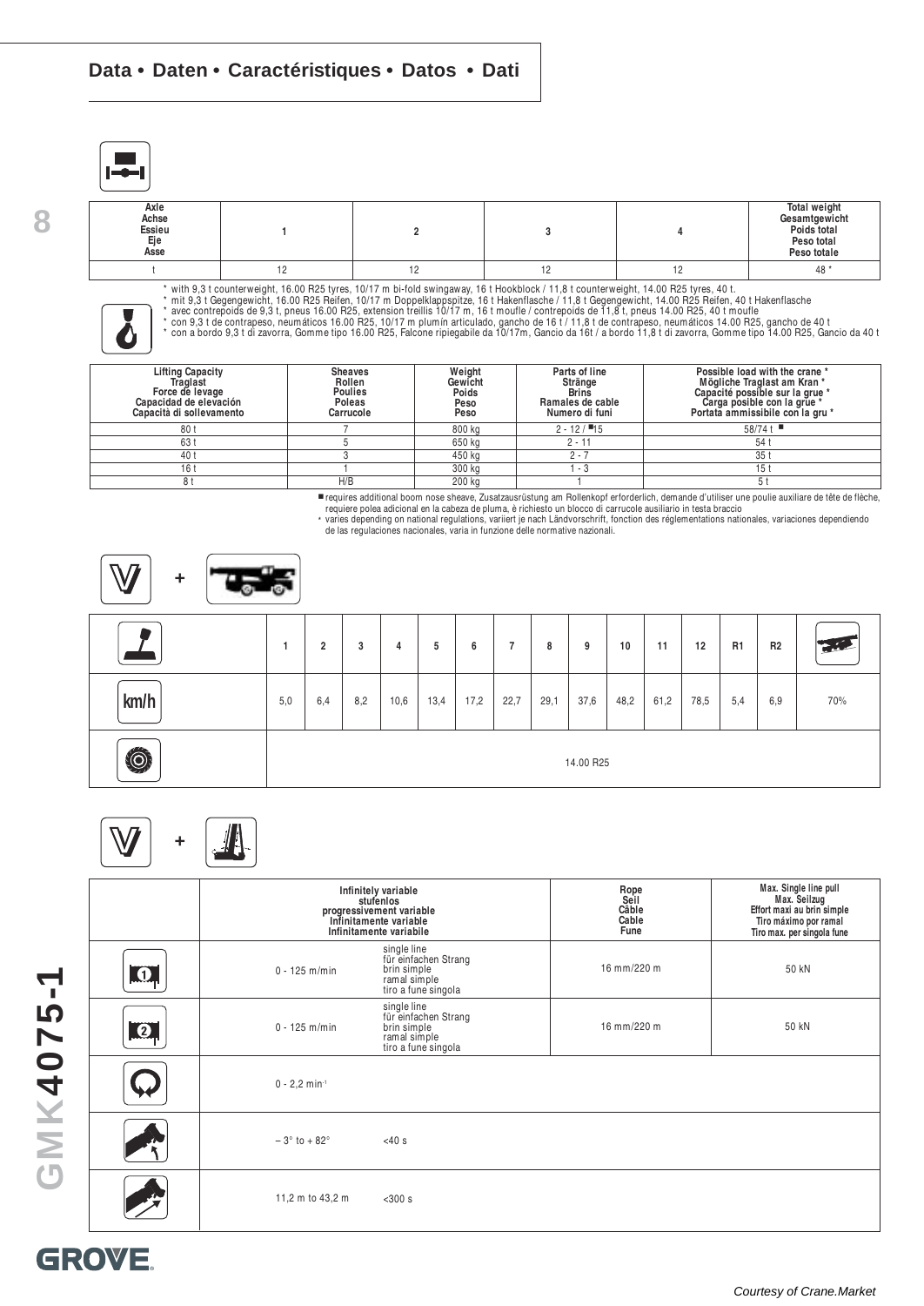# Data • Daten • Caractéristiques • Datos • Dati

| Axle<br>Achse<br>Essieu<br>Eje<br>Asse | 1 | 2 | 3 | 4 | Total weight<br>Gesamtgewicht<br>Poids total<br>Peso total<br>Peso totale |
|---|---|---|---|---|---|
| t | 12 | 12 | 12 | 12 | 48 * |

\* with 9,3 t counterweight, 16.00 R25 tyres, 10/17 m bi-fold swingaway, 16 t Hookblock / 11,8 t counterweight, 14.00 R25 tyres, 40 t.
\* mit 9,3 t Gegengewicht, 16.00 R25 Reifen, 10/17 m Doppelklappspitze, 16 t Hakenflasche / 11,8 t Gegengewicht, 14.00 R25 Reifen, 40 t Hakenflasche
\* avec contrepoids de 9,3 t, pneus 16.00 R25, extension treillis 10/17 m, 16 t moufle / contrepoids de 11,8 t, pneus 14.00 R25, 40 t moufle
\* con 9,3 t de contrapeso, neumáticos 16.00 R25, 10/17 m plumín articulado, gancho de 16 t / 11,8 t de contrapeso, neumáticos 14.00 R25, gancho de 40 t
\* con a bordo 9,3 t di zavorra, Gomme tipo 16.00 R25, Falcone ripiegabile da 10/17m, Gancio da 16t / a bordo 11,8 t di zavorra, Gomme tipo 14.00 R25, Gancio da 40 t

| Lifting Capacity<br>Traglast<br>Force de levage<br>Capacidad de elevación<br>Capacità di sollevamento | Sheaves<br>Rollen<br>Poulies<br>Poleas<br>Carrucole | Weight<br>Gewicht<br>Poids<br>Peso<br>Peso | Parts of line<br>Stränge<br>Brins<br>Ramales de cable<br>Numero di funi | Possible load with the crane *<br>Mögliche Traglast am Kran *<br>Capacité possible sur la grue *<br>Carga posible con la grúe *<br>Portata ammissibile con la gru * |
|---|---|---|---|---|
| 80 t | 7 | 800 kg | 2 - 12 / ■15 | 58/74 t ■ |
| 63 t | 5 | 650 kg | 2 - 11 | 54 t |
| 40 t | 3 | 450 kg | 2 - 7 | 35 t |
| 16 t | 1 | 300 kg | 1 - 3 | 15 t |
| 8 t | H/B | 200 kg | 1 | 5 t |

■ requires additional boom nose sheave, Zusatzausrüstung am Rollenkopf erforderlich, demande d'utiliser une poulie auxiliare de tête de flèche, requiere polea adicional en la cabeza de pluma, è richiesto un blocco di carrucole ausiliario in testa braccio
\* varies depending on national regulations, variiert je nach Ländvorschrift, fonction des réglementations nationales, variaciones dependiendo de las regulaciones nacionales, varia in funzione delle normative nazionali.

V +

| | 1 | 2 | 3 | 4 | 5 | 6 | 7 | 8 | 9 | 10 | 11 | 12 | R1 | R2 | |
|---|---|---|---|---|---|---|---|---|---|---|---|---|---|---|---|
| km/h | 5,0 | 6,4 | 8,2 | 10,6 | 13,4 | 17,2 | 22,7 | 29,1 | 37,6 | 48,2 | 61,2 | 78,5 | 5,4 | 6,9 | 70% |
| | 14.00 R25 | | | | | | | | | | | | | | |

V +

| | Infinitely variable<br>stufenlos<br>progressivement variable<br>Infinitamente variable<br>Infinitamente variabile | | Rope<br>Seil<br>Câble<br>Cable<br>Fune | Max. Single line pull<br>Max. Seilzug<br>Effort maxi au brin simple<br>Tiro máximo por ramal<br>Tiro max. per singola fune |
|---|---|---|---|---|
| 1 | 0 - 125 m/min | single line<br>für einfachen Strang<br>brin simple<br>ramal simple<br>tiro a fune singola | 16 mm/220 m | 50 kN |
| 2 | 0 - 125 m/min | single line<br>für einfachen Strang<br>brin simple<br>ramal simple<br>tiro a fune singola | 16 mm/220 m | 50 kN |
| | 0 - 2,2 min⁻¹ | | | |
| | – 3° to + 82° | <40 s | | |
| | 11,2 m to 43,2 m | <300 s | | |

GMK4075-1

GROVE

Courtesy of Crane.Market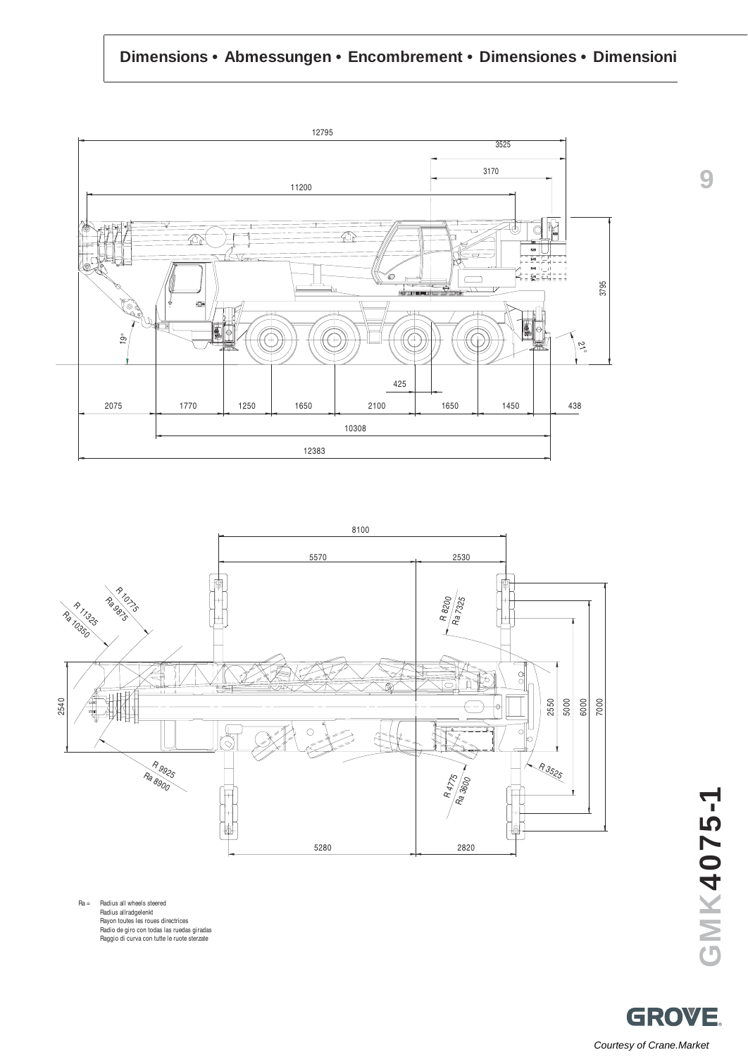# Dimensions • Abmessungen • Encombrement • Dimensiones • Dimensioni

Ra = Radius all wheels steered
Radius allradgelenkt
Rayon toutes les roues directrices
Radio de giro con todas las ruedas giradas
Raggio di curva con tutte le ruote sterzate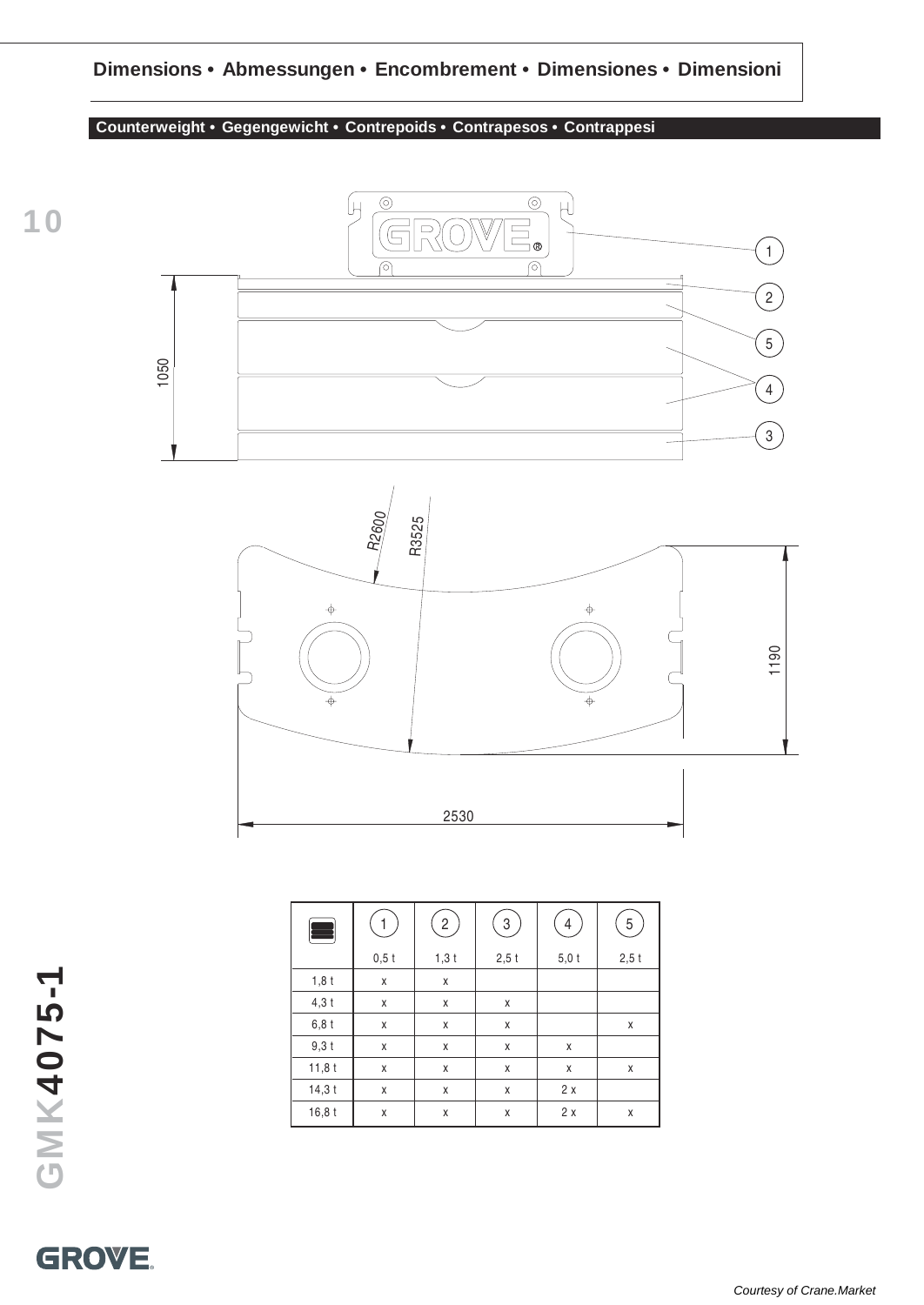## Dimensions • Abmessungen • Encombrement • Dimensiones • Dimensioni

### Counterweight • Gegengewicht • Contrepoids • Contrapesos • Contrappesi

1050

R2600

R3525

1190

2530

| | 1 | 2 | 3 | 4 | 5 |
|---|---|---|---|---|---|
| | 0,5 t | 1,3 t | 2,5 t | 5,0 t | 2,5 t |
| 1,8 t | x | x | | | |
| 4,3 t | x | x | x | | |
| 6,8 t | x | x | x | | x |
| 9,3 t | x | x | x | x | |
| 11,8 t | x | x | x | x | x |
| 14,3 t | x | x | x | 2 x | |
| 16,8 t | x | x | x | 2 x | x |

*Courtesy of Crane.Market*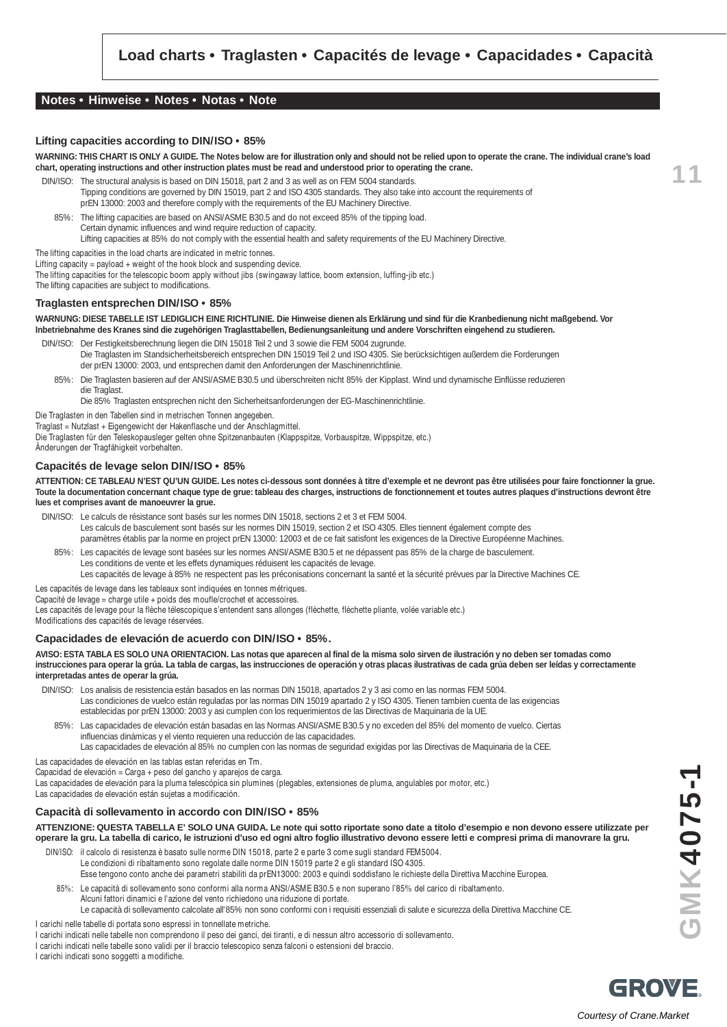# Load charts • Traglasten • Capacités de levage • Capacidades • Capacità

## Notes • Hinweise • Notes • Notas • Note

### Lifting capacities according to DIN/ISO • 85%

**WARNING: THIS CHART IS ONLY A GUIDE. The Notes below are for illustration only and should not be relied upon to operate the crane. The individual crane's load chart, operating instructions and other instruction plates must be read and understood prior to operating the crane.**

DIN/ISO: The structural analysis is based on DIN 15018, part 2 and 3 as well as on FEM 5004 standards.
Tipping conditions are governed by DIN 15019, part 2 and ISO 4305 standards. They also take into account the requirements of prEN 13000: 2003 and therefore comply with the requirements of the EU Machinery Directive.

85%: The lifting capacities are based on ANSI/ASME B30.5 and do not exceed 85% of the tipping load.
Certain dynamic influences and wind require reduction of capacity.
Lifting capacities at 85% do not comply with the essential health and safety requirements of the EU Machinery Directive.

The lifting capacities in the load charts are indicated in metric tonnes.
Lifting capacity = payload + weight of the hook block and suspending device.
The lifting capacities for the telescopic boom apply without jibs (swingaway lattice, boom extension, luffing-jib etc.)
The lifting capacities are subject to modifications.

### Traglasten entsprechen DIN/ISO • 85%

**WARNUNG: DIESE TABELLE IST LEDIGLICH EINE RICHTLINIE. Die Hinweise dienen als Erklärung und sind für die Kranbedienung nicht maßgebend. Vor Inbetriebnahme des Kranes sind die zugehörigen Traglasttabellen, Bedienungsanleitung und andere Vorschriften eingehend zu studieren.**

DIN/ISO: Der Festigkeitsberechnung liegen die DIN 15018 Teil 2 und 3 sowie die FEM 5004 zugrunde.
Die Traglasten im Standsicherheitsbereich entsprechen DIN 15019 Teil 2 und ISO 4305. Sie berücksichtigen außerdem die Forderungen der prEN 13000: 2003, und entsprechen damit den Anforderungen der Maschinenrichtlinie.

85%: Die Traglasten basieren auf der ANSI/ASME B30.5 und überschreiten nicht 85% der Kipplast. Wind und dynamische Einflüsse reduzieren die Traglast.
Die 85% Traglasten entsprechen nicht den Sicherheitsanforderungen der EG-Maschinenrichtlinie.

Die Traglasten in den Tabellen sind in metrischen Tonnen angegeben.
Traglast = Nutzlast + Eigengewicht der Hakenflasche und der Anschlagmittel.
Die Traglasten für den Teleskopausleger gelten ohne Spitzenanbauten (Klappspitze, Vorbauspitze, Wippspitze, etc.)
Änderungen der Tragfähigkeit vorbehalten.

### Capacités de levage selon DIN/ISO • 85%

**ATTENTION: CE TABLEAU N'EST QU'UN GUIDE. Les notes ci-dessous sont données à titre d'exemple et ne devront pas être utilisées pour faire fonctionner la grue. Toute la documentation concernant chaque type de grue: tableau des charges, instructions de fonctionnement et toutes autres plaques d'instructions devront être lues et comprises avant de manoeuvrer la grue.**

DIN/ISO: Le calculs de résistance sont basés sur les normes DIN 15018, sections 2 et 3 et FEM 5004.
Les calculs de basculement sont basés sur les normes DIN 15019, section 2 et ISO 4305. Elles tiennent également compte des paramètres établis par la norme en project prEN 13000: 12003 et de ce fait satisfont les exigences de la Directive Européenne Machines.

85%: Les capacités de levage sont basées sur les normes ANSI/ASME B30.5 et ne dépassent pas 85% de la charge de basculement.
Les conditions de vente et les effets dynamiques réduisent les capacités de levage.
Les capacités de levage à 85% ne respectent pas les préconisations concernant la santé et la sécurité prévues par la Directive Machines CE.

Les capacités de levage dans les tableaux sont indiquées en tonnes métriques.
Capacité de levage = charge utile + poids des moufle/crochet et accessoires.
Les capacités de levage pour la flèche télescopique s'entendent sans allonges (flèchette, flèchette pliante, volée variable etc.)
Modifications des capacités de levage réservées.

### Capacidades de elevación de acuerdo con DIN/ISO • 85%.

**AVISO: ESTA TABLA ES SOLO UNA ORIENTACION. Las notas que aparecen al final de la misma solo sirven de ilustración y no deben ser tomadas como instrucciones para operar la grúa. La tabla de cargas, las instrucciones de operación y otras placas ilustrativas de cada grúa deben ser leídas y correctamente interpretadas antes de operar la grúa.**

DIN/ISO: Los analisis de resistencia están basados en las normas DIN 15018, apartados 2 y 3 asi como en las normas FEM 5004.
Las condiciones de vuelco están reguladas por las normas DIN 15019 apartado 2 y ISO 4305. Tienen tambien cuenta de las exigencias establecidas por prEN 13000: 2003 y asi cumplen con los requerimientos de las Directivas de Maquinaria de la UE.

85%: Las capacidades de elevación están basadas en las Normas ANSI/ASME B30.5 y no exceden del 85% del momento de vuelco. Ciertas influencias dinámicas y el viento requieren una reducción de las capacidades.
Las capacidades de elevación al 85% no cumplen con las normas de seguridad exigidas por las Directivas de Maquinaria de la CEE.

Las capacidades de elevación en las tablas estan referidas en Tm.
Capacidad de elevación = Carga + peso del gancho y aparejos de carga.
Las capacidades de elevación para la pluma telescópica sin plumines (plegables, extensiones de pluma, angulables por motor, etc.)
Las capacidades de elevación están sujetas a modificación.

### Capacità di sollevamento in accordo con DIN/ISO • 85%

**ATTENZIONE: QUESTA TABELLA E' SOLO UNA GUIDA. Le note qui sotto riportate sono date a titolo d'esempio e non devono essere utilizzate per operare la gru. La tabella di carico, le istruzioni d'uso ed ogni altro foglio illustrativo devono essere letti e compresi prima di manovrare la gru.**

DIN/ISO: il calcolo di resistenza è basato sulle norme DIN 15018, parte 2 e parte 3 come sugli standard FEM5004.
Le condizioni di ribaltamento sono regolate dalle norme DIN 15019 parte 2 e gli standard ISO 4305.
Esse tengono conto anche dei parametri stabiliti da prEN13000: 2003 e quindi soddisfano le richieste della Direttiva Macchine Europea.

85%: Le capacità di sollevamento sono conformi alla norma ANSI/ASME B30.5 e non superano l'85% del carico di ribaltamento.
Alcuni fattori dinamici e l'azione del vento richiedono una riduzione di portate.
Le capacità di sollevamento calcolate all'85% non sono conformi con i requisiti essenziali di salute e sicurezza della Direttiva Macchine CE.

I carichi nelle tabelle di portata sono espressi in tonnellate metriche.
I carichi indicati nelle tabelle non comprendono il peso dei ganci, dei tiranti, e di nessun altro accessorio di sollevamento.
I carichi indicati nelle tabelle sono validi per il braccio telescopico senza falconi o estensioni del braccio.
I carichi indicati sono soggetti a modifiche.

GMK4075-1

GROVE

Courtesy of Crane.Market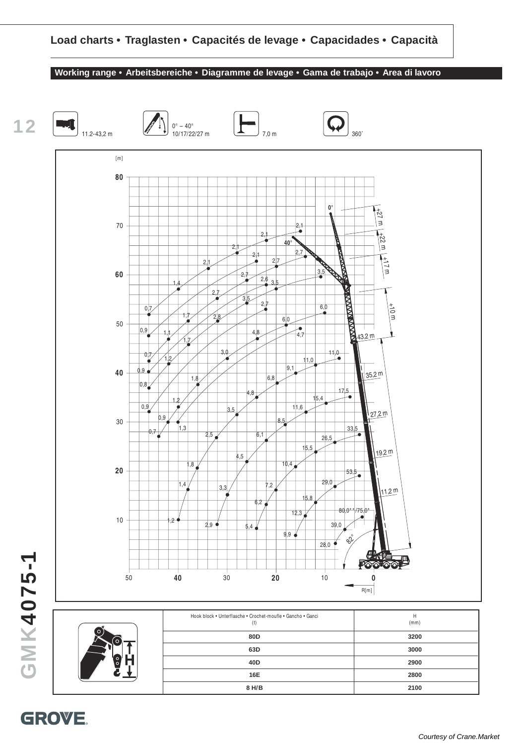## Load charts • Traglasten • Capacités de levage • Capacidades • Capacità

### Working range • Arbeitsbereiche • Diagramme de levage • Gama de trabajo • Area di lavoro

11.2-43,2 m

0° – 40°
10/17/22/27 m

7,0 m

360°

| | Hook block • Unterflasche • Crochet-moufle • Gancho • Ganci (t) | H (mm) |
|---|---|---|
| | 80D | 3200 |
| | 63D | 3000 |
| | 40D | 2900 |
| | 16E | 2800 |
| | 8 H/B | 2100 |

GMK4075-1

GROVE

*Courtesy of Crane.Market*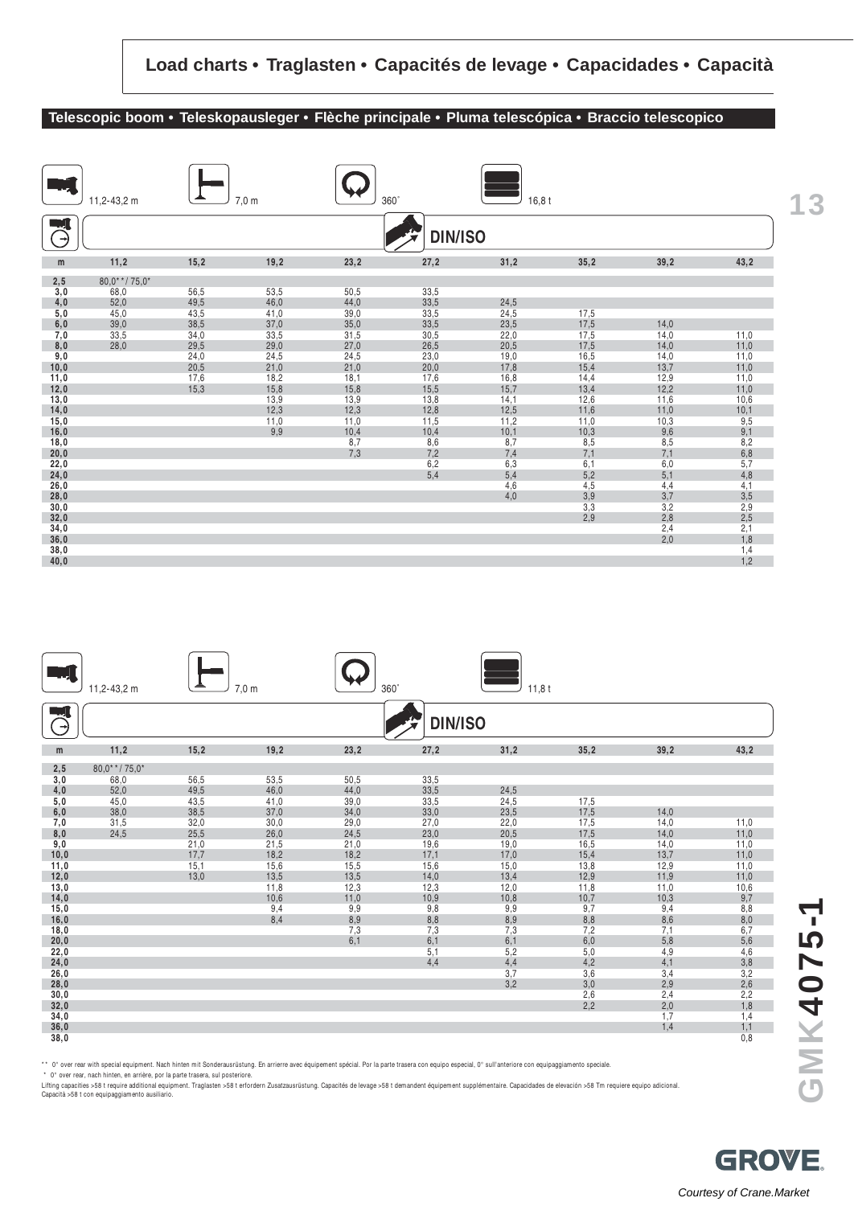## Load charts • Traglasten • Capacités de levage • Capacidades • Capacità

### Telescopic boom • Teleskopausleger • Flèche principale • Pluma telescópica • Braccio telescopico

11,2-43,2 m | 7,0 m | 360° | 16,8 t | DIN/ISO

| m | 11,2 | 15,2 | 19,2 | 23,2 | 27,2 | 31,2 | 35,2 | 39,2 | 43,2 |
|---|---|---|---|---|---|---|---|---|---|
| 2,5 | 80,0**/ 75,0* | | | | | | | | |
| 3,0 | 68,0 | 56,5 | 53,5 | 50,5 | 33,5 | | | | |
| 4,0 | 52,0 | 49,5 | 46,0 | 44,0 | 33,5 | 24,5 | | | |
| 5,0 | 45,0 | 43,5 | 41,0 | 39,0 | 33,5 | 24,5 | 17,5 | | |
| 6,0 | 39,0 | 38,5 | 37,0 | 35,0 | 33,5 | 23,5 | 17,5 | 14,0 | |
| 7,0 | 33,5 | 34,0 | 33,5 | 31,5 | 30,5 | 22,0 | 17,5 | 14,0 | 11,0 |
| 8,0 | 28,0 | 29,5 | 29,0 | 27,0 | 26,5 | 20,5 | 17,5 | 14,0 | 11,0 |
| 9,0 | | 24,0 | 24,5 | 24,5 | 23,0 | 19,0 | 16,5 | 14,0 | 11,0 |
| 10,0 | | 20,5 | 21,0 | 21,0 | 20,0 | 17,8 | 15,4 | 13,7 | 11,0 |
| 11,0 | | 17,6 | 18,2 | 18,1 | 17,6 | 16,8 | 14,4 | 12,9 | 11,0 |
| 12,0 | | 15,3 | 15,8 | 15,8 | 15,5 | 15,7 | 13,4 | 12,2 | 11,0 |
| 13,0 | | | 13,9 | 13,9 | 13,8 | 14,1 | 12,6 | 11,6 | 10,6 |
| 14,0 | | | 12,3 | 12,3 | 12,8 | 12,5 | 11,6 | 11,0 | 10,1 |
| 15,0 | | | 11,0 | 11,0 | 11,5 | 11,2 | 11,0 | 10,3 | 9,5 |
| 16,0 | | | 9,9 | 10,4 | 10,4 | 10,1 | 10,3 | 9,6 | 9,1 |
| 18,0 | | | | 8,7 | 8,6 | 8,7 | 8,5 | 8,5 | 8,2 |
| 20,0 | | | | 7,3 | 7,2 | 7,4 | 7,1 | 7,1 | 6,8 |
| 22,0 | | | | | 6,2 | 6,3 | 6,1 | 6,0 | 5,7 |
| 24,0 | | | | | 5,4 | 5,4 | 5,2 | 5,1 | 4,8 |
| 26,0 | | | | | | 4,6 | 4,5 | 4,4 | 4,1 |
| 28,0 | | | | | | 4,0 | 3,9 | 3,7 | 3,5 |
| 30,0 | | | | | | | 3,3 | 3,2 | 2,9 |
| 32,0 | | | | | | | 2,9 | 2,8 | 2,5 |
| 34,0 | | | | | | | | 2,4 | 2,1 |
| 36,0 | | | | | | | | 2,0 | 1,8 |
| 38,0 | | | | | | | | | 1,4 |
| 40,0 | | | | | | | | | 1,2 |

11,2-43,2 m | 7,0 m | 360° | 11,8 t | DIN/ISO

| m | 11,2 | 15,2 | 19,2 | 23,2 | 27,2 | 31,2 | 35,2 | 39,2 | 43,2 |
|---|---|---|---|---|---|---|---|---|---|
| 2,5 | 80,0**/ 75,0* | | | | | | | | |
| 3,0 | 68,0 | 56,5 | 53,5 | 50,5 | 33,5 | | | | |
| 4,0 | 52,0 | 49,5 | 46,0 | 44,0 | 33,5 | 24,5 | | | |
| 5,0 | 45,0 | 43,5 | 41,0 | 39,0 | 33,5 | 24,5 | 17,5 | | |
| 6,0 | 38,0 | 38,5 | 37,0 | 34,0 | 33,0 | 23,5 | 17,5 | 14,0 | |
| 7,0 | 31,5 | 32,0 | 30,0 | 29,0 | 27,0 | 22,0 | 17,5 | 14,0 | 11,0 |
| 8,0 | 24,5 | 25,5 | 26,0 | 24,5 | 23,0 | 20,5 | 17,5 | 14,0 | 11,0 |
| 9,0 | | 21,0 | 21,5 | 21,0 | 19,6 | 19,0 | 16,5 | 14,0 | 11,0 |
| 10,0 | | 17,7 | 18,2 | 18,2 | 17,1 | 17,0 | 15,4 | 13,7 | 11,0 |
| 11,0 | | 15,1 | 15,6 | 15,5 | 15,6 | 15,0 | 13,8 | 12,9 | 11,0 |
| 12,0 | | 13,0 | 13,5 | 13,5 | 14,0 | 13,4 | 12,9 | 11,9 | 11,0 |
| 13,0 | | | 11,8 | 12,3 | 12,3 | 12,0 | 11,8 | 11,0 | 10,6 |
| 14,0 | | | 10,6 | 11,0 | 10,9 | 10,8 | 10,7 | 10,3 | 9,7 |
| 15,0 | | | 9,4 | 9,9 | 9,8 | 9,9 | 9,7 | 9,4 | 8,8 |
| 16,0 | | | 8,4 | 8,9 | 8,8 | 8,9 | 8,8 | 8,6 | 8,0 |
| 18,0 | | | | 7,3 | 7,3 | 7,3 | 7,2 | 7,1 | 6,7 |
| 20,0 | | | | 6,1 | 6,1 | 6,1 | 6,0 | 5,8 | 5,6 |
| 22,0 | | | | | 5,1 | 5,2 | 5,0 | 4,9 | 4,6 |
| 24,0 | | | | | 4,4 | 4,4 | 4,2 | 4,1 | 3,8 |
| 26,0 | | | | | | 3,7 | 3,6 | 3,4 | 3,2 |
| 28,0 | | | | | | 3,2 | 3,0 | 2,9 | 2,6 |
| 30,0 | | | | | | | 2,6 | 2,4 | 2,2 |
| 32,0 | | | | | | | 2,2 | 2,0 | 1,8 |
| 34,0 | | | | | | | | 1,7 | 1,4 |
| 36,0 | | | | | | | | 1,4 | 1,1 |
| 38,0 | | | | | | | | | 0,8 |

** 0° over rear with special equipment. Nach hinten mit Sonderausrüstung. En arrierre avec équipement spécial. Por la parte trasera con equipo especial, 0° sull'anteriore con equipaggiamento speciale.
* 0° over rear, nach hinten, en arrière, por la parte trasera, sul posteriore.
Lifting capacities >58 t require additional equipment. Traglasten >58 t erfordern Zusatzausrüstung. Capacités de levage >58 t demandent équipement supplémentaire. Capacidades de elevación >58 Tm requiere equipo adicional. Capacità >58 t con equipaggiamento ausiliario.

GMK4075-1

GROVE

Courtesy of Crane.Market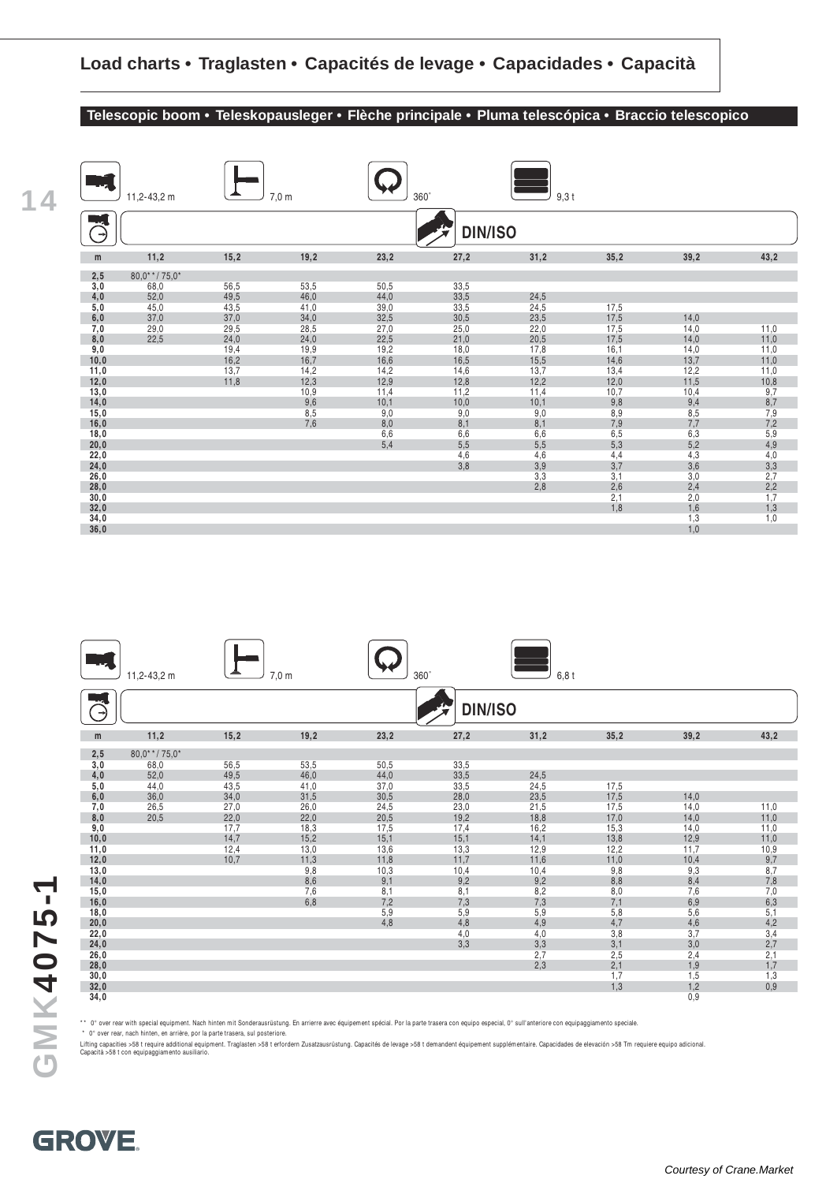## Load charts • Traglasten • Capacités de levage • Capacidades • Capacità

### Telescopic boom • Teleskopausleger • Flèche principale • Pluma telescópica • Braccio telescopico

11,2-43,2 m | 7,0 m | 360° | 9,3 t

DIN/ISO

| m | 11,2 | 15,2 | 19,2 | 23,2 | 27,2 | 31,2 | 35,2 | 39,2 | 43,2 |
|---|---|---|---|---|---|---|---|---|---|
| 2,5 | 80,0**/ 75,0* | | | | | | | | |
| 3,0 | 68,0 | 56,5 | 53,5 | 50,5 | 33,5 | | | | |
| 4,0 | 52,0 | 49,5 | 46,0 | 44,0 | 33,5 | 24,5 | | | |
| 5,0 | 45,0 | 43,5 | 41,0 | 39,0 | 33,5 | 24,5 | 17,5 | | |
| 6,0 | 37,0 | 37,0 | 34,0 | 32,5 | 30,5 | 23,5 | 17,5 | 14,0 | |
| 7,0 | 29,0 | 29,5 | 28,5 | 27,0 | 25,0 | 22,0 | 17,5 | 14,0 | 11,0 |
| 8,0 | 22,5 | 24,0 | 24,0 | 22,5 | 21,0 | 20,5 | 17,5 | 14,0 | 11,0 |
| 9,0 | | 19,4 | 19,9 | 19,2 | 18,0 | 17,8 | 16,1 | 14,0 | 11,0 |
| 10,0 | | 16,2 | 16,7 | 16,6 | 16,5 | 15,5 | 14,6 | 13,7 | 11,0 |
| 11,0 | | 13,7 | 14,2 | 14,2 | 14,6 | 13,7 | 13,4 | 12,2 | 11,0 |
| 12,0 | | 11,8 | 12,3 | 12,9 | 12,8 | 12,2 | 12,0 | 11,5 | 10,8 |
| 13,0 | | | 10,9 | 11,4 | 11,2 | 11,4 | 10,7 | 10,4 | 9,7 |
| 14,0 | | | 9,6 | 10,1 | 10,0 | 10,1 | 9,8 | 9,4 | 8,7 |
| 15,0 | | | 8,5 | 9,0 | 9,0 | 9,0 | 8,9 | 8,5 | 7,9 |
| 16,0 | | | 7,6 | 8,0 | 8,1 | 8,1 | 7,9 | 7,7 | 7,2 |
| 18,0 | | | | 6,6 | 6,6 | 6,6 | 6,5 | 6,3 | 5,9 |
| 20,0 | | | | 5,4 | 5,5 | 5,5 | 5,3 | 5,2 | 4,9 |
| 22,0 | | | | | 4,6 | 4,6 | 4,4 | 4,3 | 4,0 |
| 24,0 | | | | | 3,8 | 3,9 | 3,7 | 3,6 | 3,3 |
| 26,0 | | | | | | 3,3 | 3,1 | 3,0 | 2,7 |
| 28,0 | | | | | | 2,8 | 2,6 | 2,4 | 2,2 |
| 30,0 | | | | | | | 2,1 | 2,0 | 1,7 |
| 32,0 | | | | | | | 1,8 | 1,6 | 1,3 |
| 34,0 | | | | | | | | 1,3 | 1,0 |
| 36,0 | | | | | | | | 1,0 | |

11,2-43,2 m | 7,0 m | 360° | 6,8 t

DIN/ISO

| m | 11,2 | 15,2 | 19,2 | 23,2 | 27,2 | 31,2 | 35,2 | 39,2 | 43,2 |
|---|---|---|---|---|---|---|---|---|---|
| 2,5 | 80,0**/ 75,0* | | | | | | | | |
| 3,0 | 68,0 | 56,5 | 53,5 | 50,5 | 33,5 | | | | |
| 4,0 | 52,0 | 49,5 | 46,0 | 44,0 | 33,5 | 24,5 | | | |
| 5,0 | 44,0 | 43,5 | 41,0 | 37,0 | 33,5 | 24,5 | 17,5 | | |
| 6,0 | 36,0 | 34,0 | 31,5 | 30,5 | 28,0 | 23,5 | 17,5 | 14,0 | |
| 7,0 | 26,5 | 27,0 | 26,0 | 24,5 | 23,0 | 21,5 | 17,5 | 14,0 | 11,0 |
| 8,0 | 20,5 | 22,0 | 22,0 | 20,5 | 19,2 | 18,8 | 17,0 | 14,0 | 11,0 |
| 9,0 | | 17,7 | 18,3 | 17,5 | 17,4 | 16,2 | 15,3 | 14,0 | 11,0 |
| 10,0 | | 14,7 | 15,2 | 15,1 | 15,1 | 14,1 | 13,8 | 12,9 | 11,0 |
| 11,0 | | 12,4 | 13,0 | 13,6 | 13,3 | 12,9 | 12,2 | 11,7 | 10,9 |
| 12,0 | | 10,7 | 11,3 | 11,8 | 11,7 | 11,6 | 11,0 | 10,4 | 9,7 |
| 13,0 | | | 9,8 | 10,3 | 10,4 | 10,4 | 9,8 | 9,3 | 8,7 |
| 14,0 | | | 8,6 | 9,1 | 9,2 | 9,2 | 8,8 | 8,4 | 7,8 |
| 15,0 | | | 7,6 | 8,1 | 8,1 | 8,2 | 8,0 | 7,6 | 7,0 |
| 16,0 | | | 6,8 | 7,2 | 7,3 | 7,3 | 7,1 | 6,9 | 6,3 |
| 18,0 | | | | 5,9 | 5,9 | 5,9 | 5,8 | 5,6 | 5,1 |
| 20,0 | | | | 4,8 | 4,8 | 4,9 | 4,7 | 4,6 | 4,2 |
| 22,0 | | | | | 4,0 | 4,0 | 3,8 | 3,7 | 3,4 |
| 24,0 | | | | | 3,3 | 3,3 | 3,1 | 3,0 | 2,7 |
| 26,0 | | | | | | 2,7 | 2,5 | 2,4 | 2,1 |
| 28,0 | | | | | | 2,3 | 2,1 | 1,9 | 1,7 |
| 30,0 | | | | | | | 1,7 | 1,5 | 1,3 |
| 32,0 | | | | | | | 1,3 | 1,2 | 0,9 |
| 34,0 | | | | | | | | 0,9 | |

** 0° over rear with special equipment. Nach hinten mit Sonderausrüstung. En arrierre avec équipement spécial. Por la parte trasera con equipo especial, 0° sull'anteriore con equipaggiamento speciale.

* 0° over rear, nach hinten, en arrière, por la parte trasera, sul posteriore.

Lifting capacities >58 t require additional equipment. Traglasten >58 t erfordern Zusatzausrüstung. Capacités de levage >58 t demandent équipement supplémentaire. Capacidades de elevación >58 Tm requiere equipo adicional. Capacità >58 t con equipaggiamento ausiliario.

GMK4075-1

GROVE

Courtesy of Crane.Market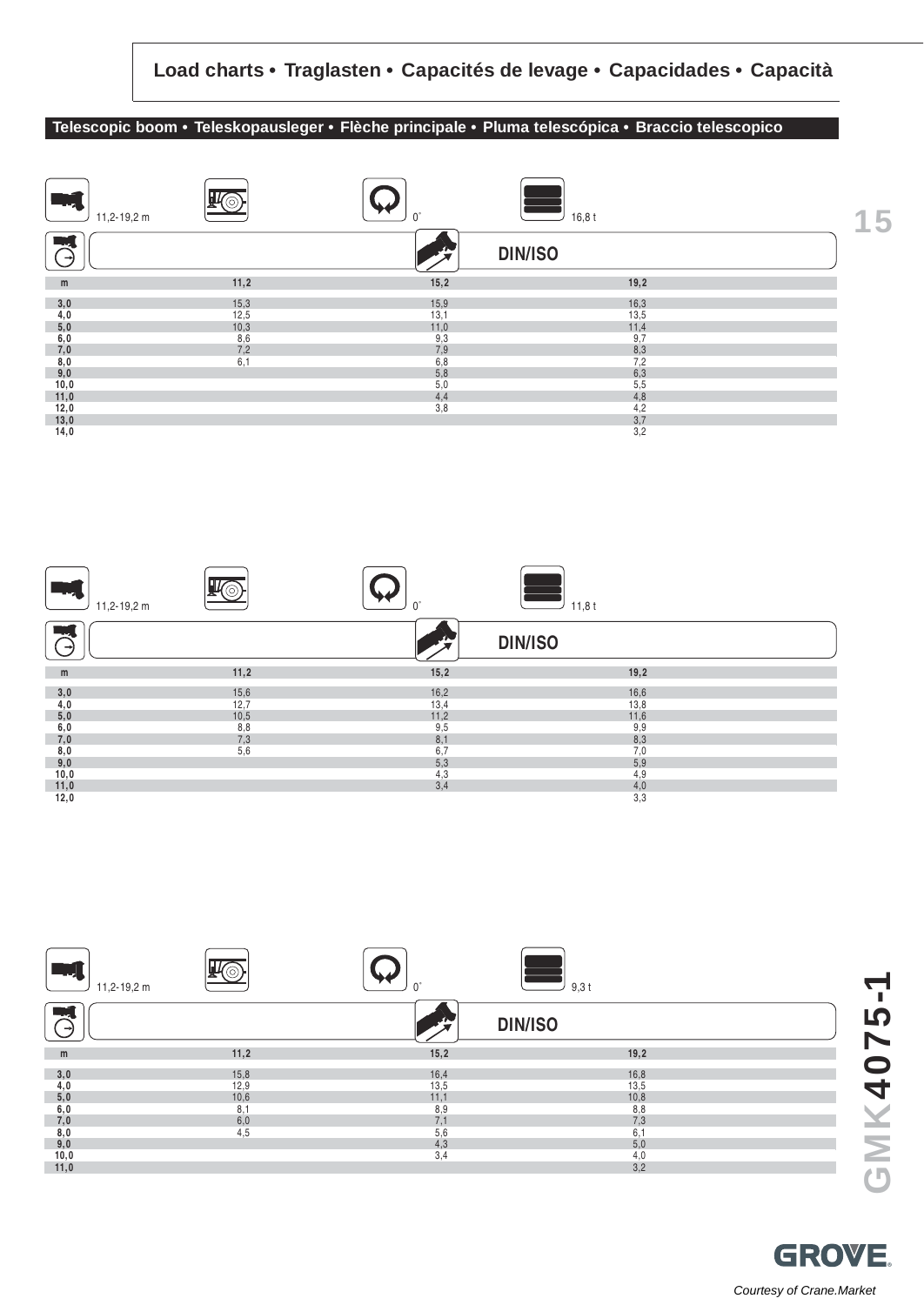# Load charts • Traglasten • Capacités de levage • Capacidades • Capacità

## Telescopic boom • Teleskopausleger • Flèche principale • Pluma telescópica • Braccio telescopico

11,2-19,2 m | 0° | 16,8 t | DIN/ISO

| m | 11,2 | 15,2 | 19,2 |
|---|---|---|---|
| 3,0 | 15,3 | 15,9 | 16,3 |
| 4,0 | 12,5 | 13,1 | 13,5 |
| 5,0 | 10,3 | 11,0 | 11,4 |
| 6,0 | 8,6 | 9,3 | 9,7 |
| 7,0 | 7,2 | 7,9 | 8,3 |
| 8,0 | 6,1 | 6,8 | 7,2 |
| 9,0 | | 5,8 | 6,3 |
| 10,0 | | 5,0 | 5,5 |
| 11,0 | | 4,4 | 4,8 |
| 12,0 | | 3,8 | 4,2 |
| 13,0 | | | 3,7 |
| 14,0 | | | 3,2 |

11,2-19,2 m | 0° | 11,8 t | DIN/ISO

| m | 11,2 | 15,2 | 19,2 |
|---|---|---|---|
| 3,0 | 15,6 | 16,2 | 16,6 |
| 4,0 | 12,7 | 13,4 | 13,8 |
| 5,0 | 10,5 | 11,2 | 11,6 |
| 6,0 | 8,8 | 9,5 | 9,9 |
| 7,0 | 7,3 | 8,1 | 8,3 |
| 8,0 | 5,6 | 6,7 | 7,0 |
| 9,0 | | 5,3 | 5,9 |
| 10,0 | | 4,3 | 4,9 |
| 11,0 | | 3,4 | 4,0 |
| 12,0 | | | 3,3 |

11,2-19,2 m | 0° | 9,3 t | DIN/ISO

| m | 11,2 | 15,2 | 19,2 |
|---|---|---|---|
| 3,0 | 15,8 | 16,4 | 16,8 |
| 4,0 | 12,9 | 13,5 | 13,5 |
| 5,0 | 10,6 | 11,1 | 10,8 |
| 6,0 | 8,1 | 8,9 | 8,8 |
| 7,0 | 6,0 | 7,1 | 7,3 |
| 8,0 | 4,5 | 5,6 | 6,1 |
| 9,0 | | 4,3 | 5,0 |
| 10,0 | | 3,4 | 4,0 |
| 11,0 | | | 3,2 |

GMK4075-1

GROVE

*Courtesy of Crane.Market*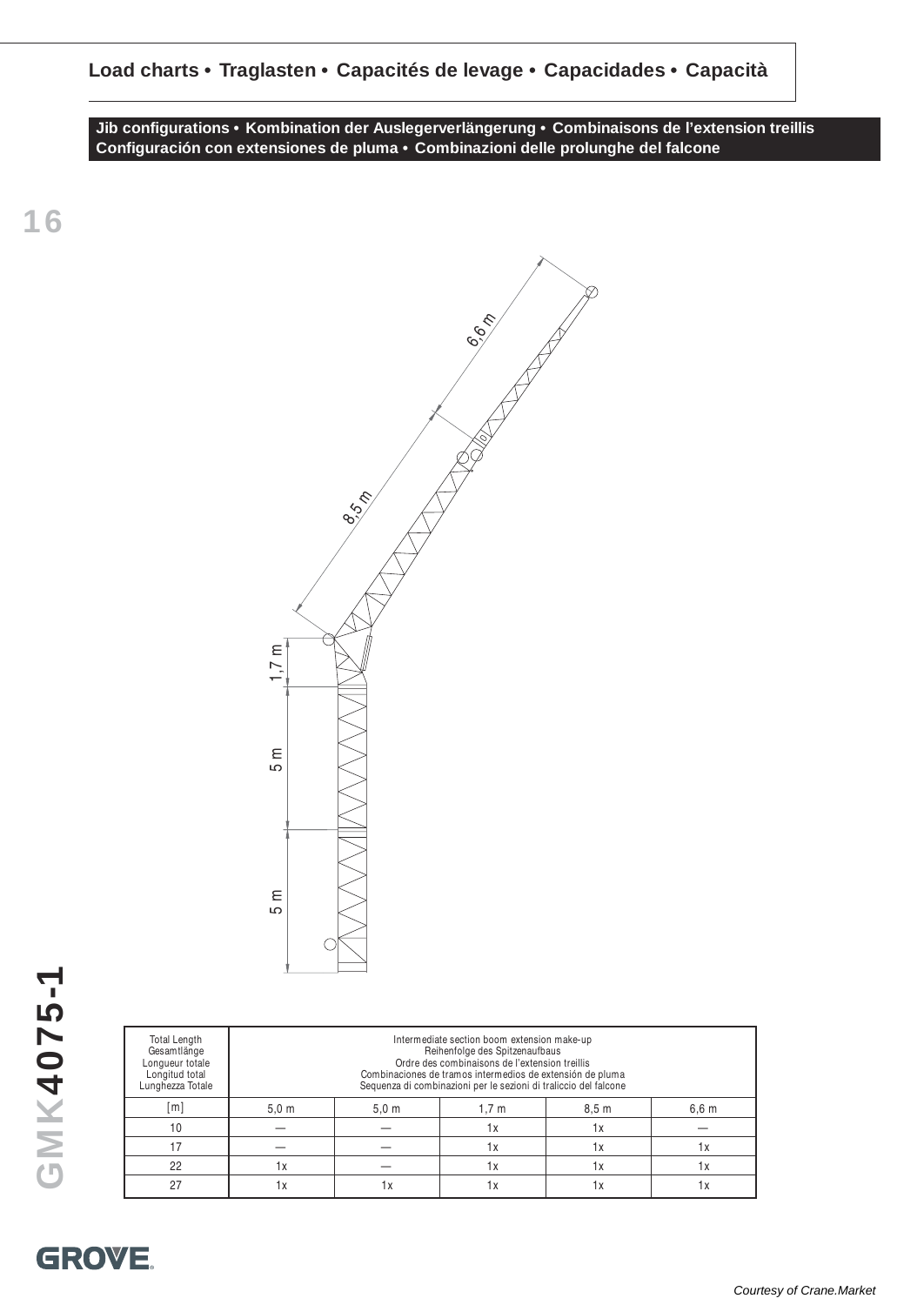## Load charts • Traglasten • Capacités de levage • Capacidades • Capacità

### Jib configurations • Kombination der Auslegerverlängerung • Combinaisons de l'extension treillis Configuración con extensiones de pluma • Combinazioni delle prolunghe del falcone

6,6 m

8,5 m

1,7 m

5 m

5 m

| Total Length<br>Gesamtlänge<br>Longueur totale<br>Longitud total<br>Lunghezza Totale | Intermediate section boom extension make-up<br>Reihenfolge des Spitzenaufbaus<br>Ordre des combinaisons de l'extension treillis<br>Combinaciones de tramos intermedios de extensión de pluma<br>Sequenza di combinazioni per le sezioni di traliccio del falcone | | | | |
|---|---|---|---|---|---|
| [m] | 5,0 m | 5,0 m | 1,7 m | 8,5 m | 6,6 m |
| 10 | — | — | 1x | 1x | — |
| 17 | — | — | 1x | 1x | 1x |
| 22 | 1x | — | 1x | 1x | 1x |
| 27 | 1x | 1x | 1x | 1x | 1x |

GMK4075-1

GROVE

*Courtesy of Crane.Market*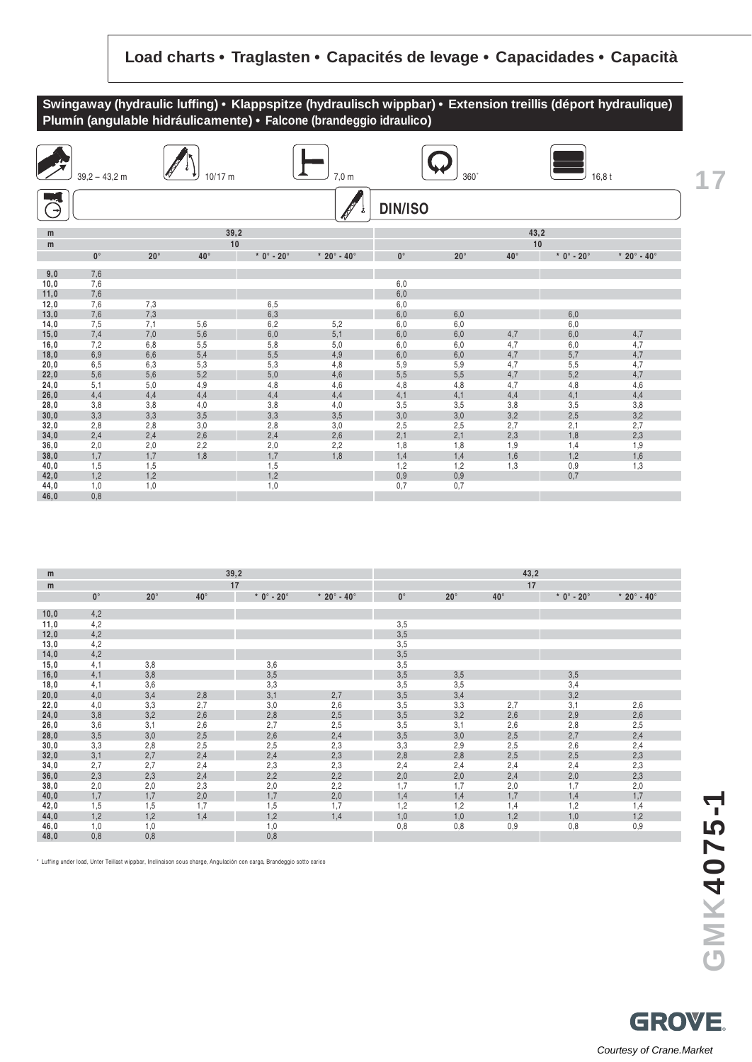## Load charts • Traglasten • Capacités de levage • Capacidades • Capacità

### Swingaway (hydraulic luffing) • Klappspitze (hydraulisch wippbar) • Extension treillis (déport hydraulique) Plumín (angulable hidráulicamente) • Falcone (brandeggio idraulico)

39,2 – 43,2 m | 10/17 m | 7,0 m | 360° | 16,8 t

DIN/ISO

| m | 39,2 | | | | | 43,2 | | | | |
|---|---|---|---|---|---|---|---|---|---|---|
| m | 10 | | | | | 10 | | | | |
| | 0° | 20° | 40° | * 0° - 20° | * 20° - 40° | 0° | 20° | 40° | * 0° - 20° | * 20° - 40° |
| 9,0 | 7,6 | | | | | | | | | |
| 10,0 | 7,6 | | | | | 6,0 | | | | |
| 11,0 | 7,6 | | | | | 6,0 | | | | |
| 12,0 | 7,6 | 7,3 | | 6,5 | | 6,0 | | | | |
| 13,0 | 7,6 | 7,3 | | 6,3 | | 6,0 | 6,0 | | 6,0 | |
| 14,0 | 7,5 | 7,1 | 5,6 | 6,2 | 5,2 | 6,0 | 6,0 | | 6,0 | |
| 15,0 | 7,4 | 7,0 | 5,6 | 6,0 | 5,1 | 6,0 | 6,0 | 4,7 | 6,0 | 4,7 |
| 16,0 | 7,2 | 6,8 | 5,5 | 5,8 | 5,0 | 6,0 | 6,0 | 4,7 | 6,0 | 4,7 |
| 18,0 | 6,9 | 6,6 | 5,4 | 5,5 | 4,9 | 6,0 | 6,0 | 4,7 | 5,7 | 4,7 |
| 20,0 | 6,5 | 6,3 | 5,3 | 5,3 | 4,8 | 5,9 | 5,9 | 4,7 | 5,5 | 4,7 |
| 22,0 | 5,6 | 5,6 | 5,2 | 5,0 | 4,6 | 5,5 | 5,5 | 4,7 | 5,2 | 4,7 |
| 24,0 | 5,1 | 5,0 | 4,9 | 4,8 | 4,6 | 4,8 | 4,8 | 4,7 | 4,8 | 4,6 |
| 26,0 | 4,4 | 4,4 | 4,4 | 4,4 | 4,4 | 4,1 | 4,1 | 4,4 | 4,1 | 4,4 |
| 28,0 | 3,8 | 3,8 | 4,0 | 3,8 | 4,0 | 3,5 | 3,5 | 3,8 | 3,5 | 3,8 |
| 30,0 | 3,3 | 3,3 | 3,5 | 3,3 | 3,5 | 3,0 | 3,0 | 3,2 | 2,5 | 3,2 |
| 32,0 | 2,8 | 2,8 | 3,0 | 2,8 | 3,0 | 2,5 | 2,5 | 2,7 | 2,1 | 2,7 |
| 34,0 | 2,4 | 2,4 | 2,6 | 2,4 | 2,6 | 2,1 | 2,1 | 2,3 | 1,8 | 2,3 |
| 36,0 | 2,0 | 2,0 | 2,2 | 2,0 | 2,2 | 1,8 | 1,8 | 1,9 | 1,4 | 1,9 |
| 38,0 | 1,7 | 1,7 | 1,8 | 1,7 | 1,8 | 1,4 | 1,4 | 1,6 | 1,2 | 1,6 |
| 40,0 | 1,5 | 1,5 | | 1,5 | | 1,2 | 1,2 | 1,3 | 0,9 | 1,3 |
| 42,0 | 1,2 | 1,2 | | 1,2 | | 0,9 | 0,9 | | 0,7 | |
| 44,0 | 1,0 | 1,0 | | 1,0 | | 0,7 | 0,7 | | | |
| 46,0 | 0,8 | | | | | | | | | |

| m | 39,2 | | | | | 43,2 | | | | |
|---|---|---|---|---|---|---|---|---|---|---|
| m | 17 | | | | | 17 | | | | |
| | 0° | 20° | 40° | * 0° - 20° | * 20° - 40° | 0° | 20° | 40° | * 0° - 20° | * 20° - 40° |
| 10,0 | 4,2 | | | | | | | | | |
| 11,0 | 4,2 | | | | | 3,5 | | | | |
| 12,0 | 4,2 | | | | | 3,5 | | | | |
| 13,0 | 4,2 | | | | | 3,5 | | | | |
| 14,0 | 4,2 | | | | | 3,5 | | | | |
| 15,0 | 4,1 | 3,8 | | 3,6 | | 3,5 | | | | |
| 16,0 | 4,1 | 3,8 | | 3,5 | | 3,5 | 3,5 | | 3,5 | |
| 18,0 | 4,1 | 3,6 | | 3,3 | | 3,5 | 3,5 | | 3,4 | |
| 20,0 | 4,0 | 3,4 | 2,8 | 3,1 | 2,7 | 3,5 | 3,4 | | 3,2 | |
| 22,0 | 4,0 | 3,3 | 2,7 | 3,0 | 2,6 | 3,5 | 3,3 | 2,7 | 3,1 | 2,6 |
| 24,0 | 3,8 | 3,2 | 2,6 | 2,8 | 2,5 | 3,5 | 3,2 | 2,6 | 2,9 | 2,6 |
| 26,0 | 3,6 | 3,1 | 2,6 | 2,7 | 2,5 | 3,5 | 3,1 | 2,6 | 2,8 | 2,5 |
| 28,0 | 3,5 | 3,0 | 2,5 | 2,6 | 2,4 | 3,5 | 3,0 | 2,5 | 2,7 | 2,4 |
| 30,0 | 3,3 | 2,8 | 2,5 | 2,5 | 2,3 | 3,3 | 2,9 | 2,5 | 2,6 | 2,4 |
| 32,0 | 3,1 | 2,7 | 2,4 | 2,4 | 2,3 | 2,8 | 2,8 | 2,5 | 2,5 | 2,3 |
| 34,0 | 2,7 | 2,7 | 2,4 | 2,3 | 2,3 | 2,4 | 2,4 | 2,4 | 2,4 | 2,3 |
| 36,0 | 2,3 | 2,3 | 2,4 | 2,2 | 2,2 | 2,0 | 2,0 | 2,4 | 2,0 | 2,3 |
| 38,0 | 2,0 | 2,0 | 2,3 | 2,0 | 2,2 | 1,7 | 1,7 | 2,0 | 1,7 | 2,0 |
| 40,0 | 1,7 | 1,7 | 2,0 | 1,7 | 2,0 | 1,4 | 1,4 | 1,7 | 1,4 | 1,7 |
| 42,0 | 1,5 | 1,5 | 1,7 | 1,5 | 1,7 | 1,2 | 1,2 | 1,4 | 1,2 | 1,4 |
| 44,0 | 1,2 | 1,2 | 1,4 | 1,2 | 1,4 | 1,0 | 1,0 | 1,2 | 1,0 | 1,2 |
| 46,0 | 1,0 | 1,0 | | 1,0 | | 0,8 | 0,8 | 0,9 | 0,8 | 0,9 |
| 48,0 | 0,8 | 0,8 | | 0,8 | | | | | | |

* Luffing under load, Unter Teillast wippbar, Inclinaison sous charge, Angulación con carga, Brandeggio sotto carico

GMK4075-1

GROVE

Courtesy of Crane.Market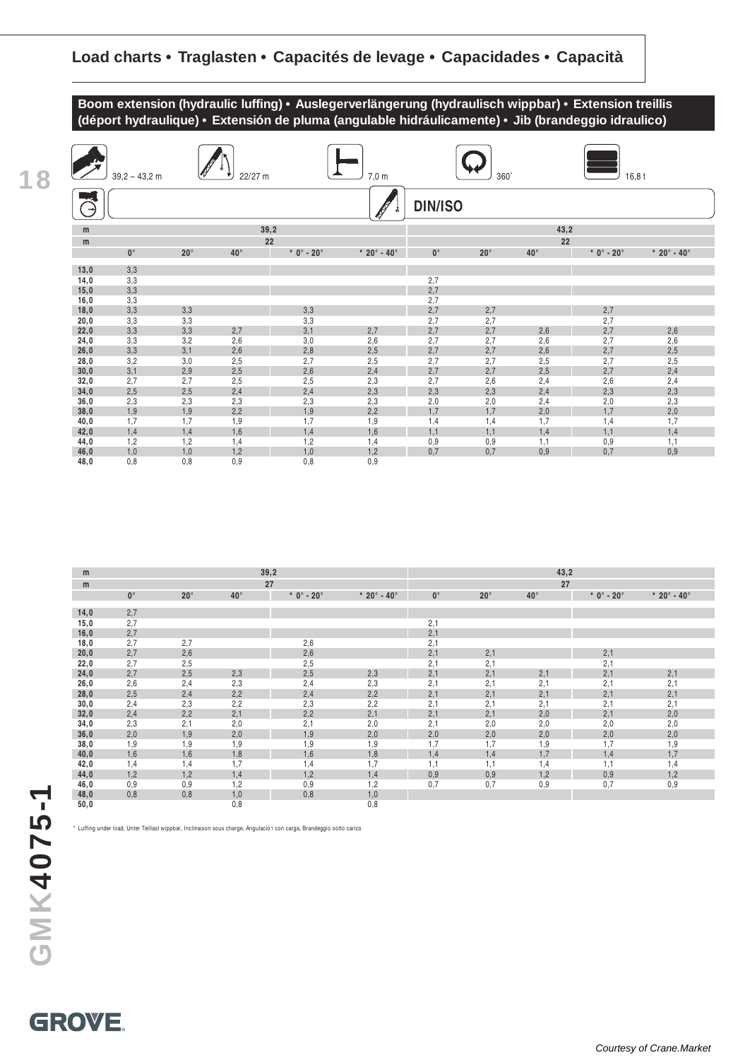## Load charts • Traglasten • Capacités de levage • Capacidades • Capacità

### Boom extension (hydraulic luffing) • Auslegerverlängerung (hydraulisch wippbar) • Extension treillis (déport hydraulique) • Extensión de pluma (angulable hidráulicamente) • Jib (brandeggio idraulico)

39,2 – 43,2 m | 22/27 m | 7,0 m | 360° | 16,8 t

DIN/ISO

| m | 39,2 | | | | | 43,2 | | | | |
|---|---|---|---|---|---|---|---|---|---|---|
| m | 22 | | | | | 22 | | | | |
| | 0° | 20° | 40° | * 0° - 20° | * 20° - 40° | 0° | 20° | 40° | * 0° - 20° | * 20° - 40° |
| 13,0 | 3,3 | | | | | | | | | |
| 14,0 | 3,3 | | | | | 2,7 | | | | |
| 15,0 | 3,3 | | | | | 2,7 | | | | |
| 16,0 | 3,3 | | | | | 2,7 | | | | |
| 18,0 | 3,3 | 3,3 | | 3,3 | | 2,7 | 2,7 | | 2,7 | |
| 20,0 | 3,3 | 3,3 | | 3,3 | | 2,7 | 2,7 | | 2,7 | |
| 22,0 | 3,3 | 3,3 | 2,7 | 3,1 | 2,7 | 2,7 | 2,7 | 2,6 | 2,7 | 2,6 |
| 24,0 | 3,3 | 3,2 | 2,6 | 3,0 | 2,6 | 2,7 | 2,7 | 2,6 | 2,7 | 2,6 |
| 26,0 | 3,3 | 3,1 | 2,6 | 2,8 | 2,5 | 2,7 | 2,7 | 2,6 | 2,7 | 2,5 |
| 28,0 | 3,2 | 3,0 | 2,5 | 2,7 | 2,5 | 2,7 | 2,7 | 2,5 | 2,7 | 2,5 |
| 30,0 | 3,1 | 2,9 | 2,5 | 2,6 | 2,4 | 2,7 | 2,7 | 2,5 | 2,7 | 2,4 |
| 32,0 | 2,7 | 2,7 | 2,5 | 2,5 | 2,3 | 2,7 | 2,6 | 2,4 | 2,6 | 2,4 |
| 34,0 | 2,5 | 2,5 | 2,4 | 2,4 | 2,3 | 2,3 | 2,3 | 2,4 | 2,3 | 2,3 |
| 36,0 | 2,3 | 2,3 | 2,3 | 2,3 | 2,3 | 2,0 | 2,0 | 2,4 | 2,0 | 2,3 |
| 38,0 | 1,9 | 1,9 | 2,2 | 1,9 | 2,2 | 1,7 | 1,7 | 2,0 | 1,7 | 2,0 |
| 40,0 | 1,7 | 1,7 | 1,9 | 1,7 | 1,9 | 1,4 | 1,4 | 1,7 | 1,4 | 1,7 |
| 42,0 | 1,4 | 1,4 | 1,6 | 1,4 | 1,6 | 1,1 | 1,1 | 1,4 | 1,1 | 1,4 |
| 44,0 | 1,2 | 1,2 | 1,4 | 1,2 | 1,4 | 0,9 | 0,9 | 1,1 | 0,9 | 1,1 |
| 46,0 | 1,0 | 1,0 | 1,2 | 1,0 | 1,2 | 0,7 | 0,7 | 0,9 | 0,7 | 0,9 |
| 48,0 | 0,8 | 0,8 | 0,9 | 0,8 | 0,9 | | | | | |

| m | 39,2 | | | | | 43,2 | | | | |
|---|---|---|---|---|---|---|---|---|---|---|
| m | 27 | | | | | 27 | | | | |
| | 0° | 20° | 40° | * 0° - 20° | * 20° - 40° | 0° | 20° | 40° | * 0° - 20° | * 20° - 40° |
| 14,0 | 2,7 | | | | | | | | | |
| 15,0 | 2,7 | | | | | 2,1 | | | | |
| 16,0 | 2,7 | | | | | 2,1 | | | | |
| 18,0 | 2,7 | 2,7 | | 2,6 | | 2,1 | | | | |
| 20,0 | 2,7 | 2,6 | | 2,6 | | 2,1 | 2,1 | | 2,1 | |
| 22,0 | 2,7 | 2,5 | | 2,5 | | 2,1 | 2,1 | | 2,1 | |
| 24,0 | 2,7 | 2,5 | 2,3 | 2,5 | 2,3 | 2,1 | 2,1 | 2,1 | 2,1 | 2,1 |
| 26,0 | 2,6 | 2,4 | 2,3 | 2,4 | 2,3 | 2,1 | 2,1 | 2,1 | 2,1 | 2,1 |
| 28,0 | 2,5 | 2,4 | 2,2 | 2,4 | 2,2 | 2,1 | 2,1 | 2,1 | 2,1 | 2,1 |
| 30,0 | 2,4 | 2,3 | 2,2 | 2,3 | 2,2 | 2,1 | 2,1 | 2,1 | 2,1 | 2,1 |
| 32,0 | 2,4 | 2,2 | 2,1 | 2,2 | 2,1 | 2,1 | 2,1 | 2,0 | 2,1 | 2,0 |
| 34,0 | 2,3 | 2,1 | 2,0 | 2,1 | 2,0 | 2,1 | 2,0 | 2,0 | 2,0 | 2,0 |
| 36,0 | 2,0 | 1,9 | 2,0 | 1,9 | 2,0 | 2,0 | 2,0 | 2,0 | 2,0 | 2,0 |
| 38,0 | 1,9 | 1,9 | 1,9 | 1,9 | 1,9 | 1,7 | 1,7 | 1,9 | 1,7 | 1,9 |
| 40,0 | 1,6 | 1,6 | 1,8 | 1,6 | 1,8 | 1,4 | 1,4 | 1,7 | 1,4 | 1,7 |
| 42,0 | 1,4 | 1,4 | 1,7 | 1,4 | 1,7 | 1,1 | 1,1 | 1,4 | 1,1 | 1,4 |
| 44,0 | 1,2 | 1,2 | 1,4 | 1,2 | 1,4 | 0,9 | 0,9 | 1,2 | 0,9 | 1,2 |
| 46,0 | 0,9 | 0,9 | 1,2 | 0,9 | 1,2 | 0,7 | 0,7 | 0,9 | 0,7 | 0,9 |
| 48,0 | 0,8 | 0,8 | 1,0 | 0,8 | 1,0 | | | | | |
| 50,0 | | | 0,8 | | 0,8 | | | | | |

* Luffing under load, Unter Teillast wippbar, Inclinaison sous charge, Angulación con carga, Brandeggio sotto carico

GMK4075-1

GROVE

Courtesy of Crane.Market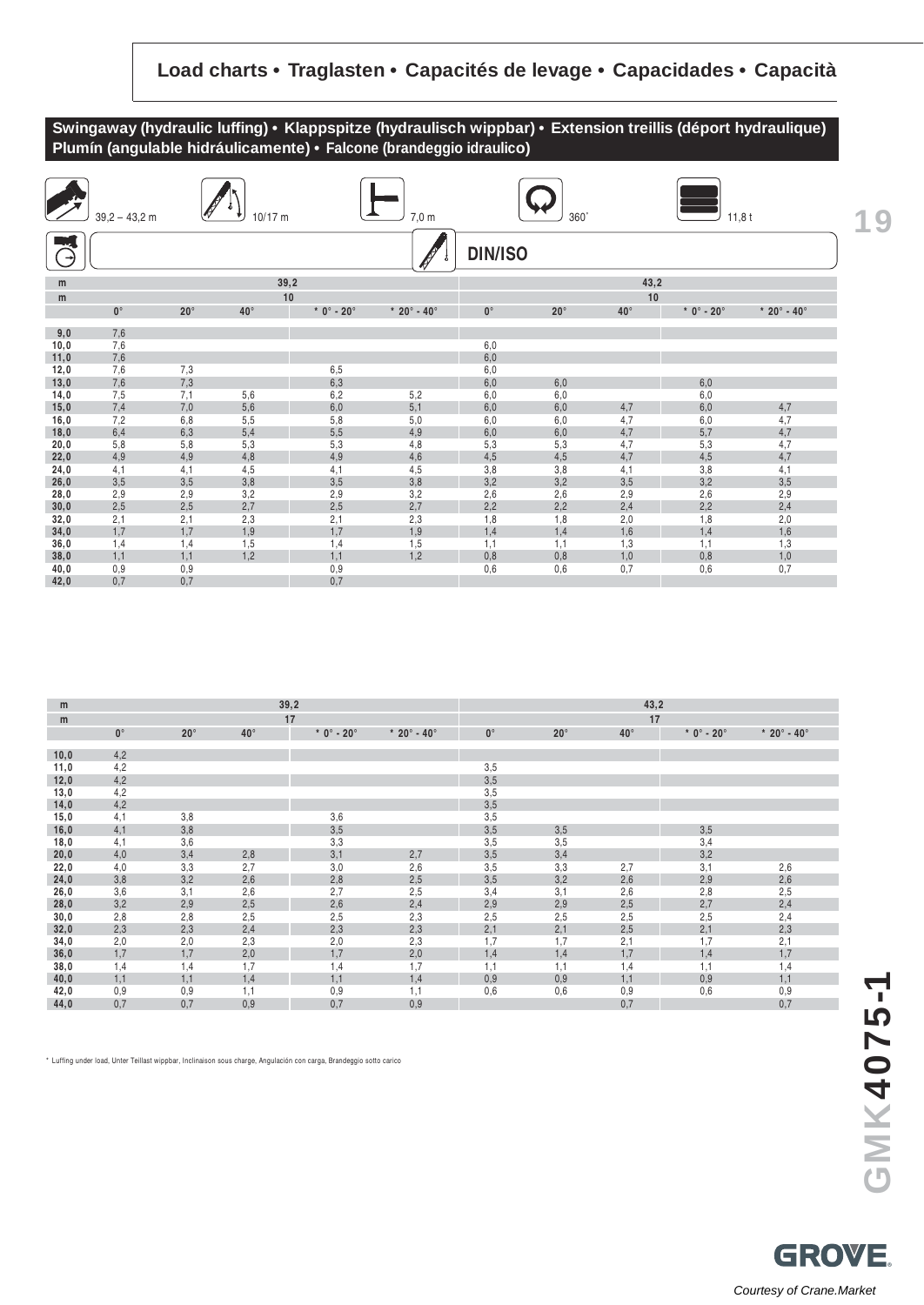## Load charts • Traglasten • Capacités de levage • Capacidades • Capacità

### Swingaway (hydraulic luffing) • Klappspitze (hydraulisch wippbar) • Extension treillis (déport hydraulique) Plumín (angulable hidráulicamente) • Falcone (brandeggio idraulico)

39,2 – 43,2 m | 10/17 m | 7,0 m | 360° | 11,8 t

DIN/ISO

| m | 39,2 | | | | | 43,2 | | | | |
|---|---|---|---|---|---|---|---|---|---|---|
| m | 10 | | | | | 10 | | | | |
| | 0° | 20° | 40° | * 0° - 20° | * 20° - 40° | 0° | 20° | 40° | * 0° - 20° | * 20° - 40° |
| 9,0 | 7,6 | | | | | | | | | |
| 10,0 | 7,6 | | | | | 6,0 | | | | |
| 11,0 | 7,6 | | | | | 6,0 | | | | |
| 12,0 | 7,6 | 7,3 | | 6,5 | | 6,0 | | | | |
| 13,0 | 7,6 | 7,3 | | 6,3 | | 6,0 | 6,0 | | 6,0 | |
| 14,0 | 7,5 | 7,1 | 5,6 | 6,2 | 5,2 | 6,0 | 6,0 | | 6,0 | |
| 15,0 | 7,4 | 7,0 | 5,6 | 6,0 | 5,1 | 6,0 | 6,0 | 4,7 | 6,0 | 4,7 |
| 16,0 | 7,2 | 6,8 | 5,5 | 5,8 | 5,0 | 6,0 | 6,0 | 4,7 | 6,0 | 4,7 |
| 18,0 | 6,4 | 6,3 | 5,4 | 5,5 | 4,9 | 6,0 | 6,0 | 4,7 | 5,7 | 4,7 |
| 20,0 | 5,8 | 5,8 | 5,3 | 5,3 | 4,8 | 5,3 | 5,3 | 4,7 | 5,3 | 4,7 |
| 22,0 | 4,9 | 4,9 | 4,8 | 4,9 | 4,6 | 4,5 | 4,5 | 4,7 | 4,5 | 4,7 |
| 24,0 | 4,1 | 4,1 | 4,5 | 4,1 | 4,5 | 3,8 | 3,8 | 4,1 | 3,8 | 4,1 |
| 26,0 | 3,5 | 3,5 | 3,8 | 3,5 | 3,8 | 3,2 | 3,2 | 3,5 | 3,2 | 3,5 |
| 28,0 | 2,9 | 2,9 | 3,2 | 2,9 | 3,2 | 2,6 | 2,6 | 2,9 | 2,6 | 2,9 |
| 30,0 | 2,5 | 2,5 | 2,7 | 2,5 | 2,7 | 2,2 | 2,2 | 2,4 | 2,2 | 2,4 |
| 32,0 | 2,1 | 2,1 | 2,3 | 2,1 | 2,3 | 1,8 | 1,8 | 2,0 | 1,8 | 2,0 |
| 34,0 | 1,7 | 1,7 | 1,9 | 1,7 | 1,9 | 1,4 | 1,4 | 1,6 | 1,4 | 1,6 |
| 36,0 | 1,4 | 1,4 | 1,5 | 1,4 | 1,5 | 1,1 | 1,1 | 1,3 | 1,1 | 1,3 |
| 38,0 | 1,1 | 1,1 | 1,2 | 1,1 | 1,2 | 0,8 | 0,8 | 1,0 | 0,8 | 1,0 |
| 40,0 | 0,9 | 0,9 | | 0,9 | | 0,6 | 0,6 | 0,7 | 0,6 | 0,7 |
| 42,0 | 0,7 | 0,7 | | 0,7 | | | | | | |

| m | 39,2 | | | | | 43,2 | | | | |
|---|---|---|---|---|---|---|---|---|---|---|
| m | 17 | | | | | 17 | | | | |
| | 0° | 20° | 40° | * 0° - 20° | * 20° - 40° | 0° | 20° | 40° | * 0° - 20° | * 20° - 40° |
| 10,0 | 4,2 | | | | | | | | | |
| 11,0 | 4,2 | | | | | 3,5 | | | | |
| 12,0 | 4,2 | | | | | 3,5 | | | | |
| 13,0 | 4,2 | | | | | 3,5 | | | | |
| 14,0 | 4,2 | | | | | 3,5 | | | | |
| 15,0 | 4,1 | 3,8 | | 3,6 | | 3,5 | | | | |
| 16,0 | 4,1 | 3,8 | | 3,5 | | 3,5 | 3,5 | | 3,5 | |
| 18,0 | 4,1 | 3,6 | | 3,3 | | 3,5 | 3,5 | | 3,4 | |
| 20,0 | 4,0 | 3,4 | 2,8 | 3,1 | 2,7 | 3,5 | 3,4 | | 3,2 | |
| 22,0 | 4,0 | 3,3 | 2,7 | 3,0 | 2,6 | 3,5 | 3,3 | 2,7 | 3,1 | 2,6 |
| 24,0 | 3,8 | 3,2 | 2,6 | 2,8 | 2,5 | 3,5 | 3,2 | 2,6 | 2,9 | 2,6 |
| 26,0 | 3,6 | 3,1 | 2,6 | 2,7 | 2,5 | 3,4 | 3,1 | 2,6 | 2,8 | 2,5 |
| 28,0 | 3,2 | 2,9 | 2,5 | 2,6 | 2,4 | 2,9 | 2,9 | 2,5 | 2,7 | 2,4 |
| 30,0 | 2,8 | 2,8 | 2,5 | 2,5 | 2,3 | 2,5 | 2,5 | 2,5 | 2,5 | 2,4 |
| 32,0 | 2,3 | 2,3 | 2,4 | 2,3 | 2,3 | 2,1 | 2,1 | 2,5 | 2,1 | 2,3 |
| 34,0 | 2,0 | 2,0 | 2,3 | 2,0 | 2,3 | 1,7 | 1,7 | 2,1 | 1,7 | 2,1 |
| 36,0 | 1,7 | 1,7 | 2,0 | 1,7 | 2,0 | 1,4 | 1,4 | 1,7 | 1,4 | 1,7 |
| 38,0 | 1,4 | 1,4 | 1,7 | 1,4 | 1,7 | 1,1 | 1,1 | 1,4 | 1,1 | 1,4 |
| 40,0 | 1,1 | 1,1 | 1,4 | 1,1 | 1,4 | 0,9 | 0,9 | 1,1 | 0,9 | 1,1 |
| 42,0 | 0,9 | 0,9 | 1,1 | 0,9 | 1,1 | 0,6 | 0,6 | 0,9 | 0,6 | 0,9 |
| 44,0 | 0,7 | 0,7 | 0,9 | 0,7 | 0,9 | | | 0,7 | | 0,7 |

* Luffing under load, Unter Teillast wippbar, Inclinaison sous charge, Angulación con carga, Brandeggio sotto carico

GMK4075-1

GROVE

Courtesy of Crane.Market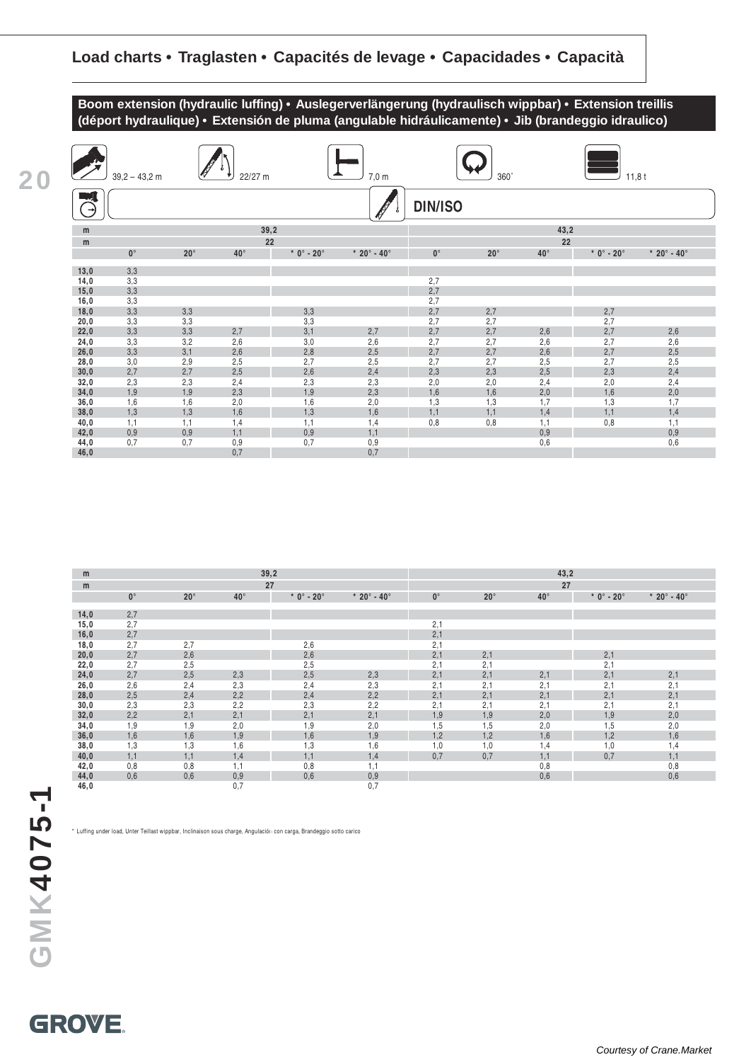## Load charts • Traglasten • Capacités de levage • Capacidades • Capacità

**Boom extension (hydraulic luffing) • Auslegerverlängerung (hydraulisch wippbar) • Extension treillis (déport hydraulique) • Extensión de pluma (angulable hidráulicamente) • Jib (brandeggio idraulico)**

39,2 – 43,2 m | 22/27 m | 7,0 m | 360* | 11,8 t

DIN/ISO

| m | 39,2 | | | | | 43,2 | | | | |
|---|---|---|---|---|---|---|---|---|---|---|
| m | 22 | | | | | 22 | | | | |
| | 0° | 20° | 40° | * 0° - 20° | * 20° - 40° | 0° | 20° | 40° | * 0° - 20° | * 20° - 40° |
| 13,0 | 3,3 | | | | | | | | | |
| 14,0 | 3,3 | | | | | 2,7 | | | | |
| 15,0 | 3,3 | | | | | 2,7 | | | | |
| 16,0 | 3,3 | | | | | 2,7 | | | | |
| 18,0 | 3,3 | 3,3 | | 3,3 | | 2,7 | 2,7 | | 2,7 | |
| 20,0 | 3,3 | 3,3 | | 3,3 | | 2,7 | 2,7 | | 2,7 | |
| 22,0 | 3,3 | 3,3 | 2,7 | 3,1 | 2,7 | 2,7 | 2,7 | 2,6 | 2,7 | 2,6 |
| 24,0 | 3,3 | 3,2 | 2,6 | 3,0 | 2,6 | 2,7 | 2,7 | 2,6 | 2,7 | 2,6 |
| 26,0 | 3,3 | 3,1 | 2,6 | 2,8 | 2,5 | 2,7 | 2,7 | 2,6 | 2,7 | 2,5 |
| 28,0 | 3,0 | 2,9 | 2,5 | 2,7 | 2,5 | 2,7 | 2,7 | 2,5 | 2,7 | 2,5 |
| 30,0 | 2,7 | 2,7 | 2,5 | 2,6 | 2,4 | 2,3 | 2,3 | 2,5 | 2,3 | 2,4 |
| 32,0 | 2,3 | 2,3 | 2,4 | 2,3 | 2,3 | 2,0 | 2,0 | 2,4 | 2,0 | 2,4 |
| 34,0 | 1,9 | 1,9 | 2,3 | 1,9 | 2,3 | 1,6 | 1,6 | 2,0 | 1,6 | 2,0 |
| 36,0 | 1,6 | 1,6 | 2,0 | 1,6 | 2,0 | 1,3 | 1,3 | 1,7 | 1,3 | 1,7 |
| 38,0 | 1,3 | 1,3 | 1,6 | 1,3 | 1,6 | 1,1 | 1,1 | 1,4 | 1,1 | 1,4 |
| 40,0 | 1,1 | 1,1 | 1,4 | 1,1 | 1,4 | 0,8 | 0,8 | 1,1 | 0,8 | 1,1 |
| 42,0 | 0,9 | 0,9 | 1,1 | 0,9 | 1,1 | | | 0,9 | | 0,9 |
| 44,0 | 0,7 | 0,7 | 0,9 | 0,7 | 0,9 | | | 0,6 | | 0,6 |
| 46,0 | | | 0,7 | | 0,7 | | | | | |

| m | 39,2 | | | | | 43,2 | | | | |
|---|---|---|---|---|---|---|---|---|---|---|
| m | 27 | | | | | 27 | | | | |
| | 0° | 20° | 40° | * 0° - 20° | * 20° - 40° | 0° | 20° | 40° | * 0° - 20° | * 20° - 40° |
| 14,0 | 2,7 | | | | | | | | | |
| 15,0 | 2,7 | | | | | 2,1 | | | | |
| 16,0 | 2,7 | | | | | 2,1 | | | | |
| 18,0 | 2,7 | 2,7 | | 2,6 | | 2,1 | | | | |
| 20,0 | 2,7 | 2,6 | | 2,6 | | 2,1 | 2,1 | | 2,1 | |
| 22,0 | 2,7 | 2,5 | | 2,5 | | 2,1 | 2,1 | | 2,1 | |
| 24,0 | 2,7 | 2,5 | 2,3 | 2,5 | 2,3 | 2,1 | 2,1 | 2,1 | 2,1 | 2,1 |
| 26,0 | 2,6 | 2,4 | 2,3 | 2,4 | 2,3 | 2,1 | 2,1 | 2,1 | 2,1 | 2,1 |
| 28,0 | 2,5 | 2,4 | 2,2 | 2,4 | 2,2 | 2,1 | 2,1 | 2,1 | 2,1 | 2,1 |
| 30,0 | 2,3 | 2,3 | 2,2 | 2,3 | 2,2 | 2,1 | 2,1 | 2,1 | 2,1 | 2,1 |
| 32,0 | 2,2 | 2,1 | 2,1 | 2,1 | 2,1 | 1,9 | 1,9 | 2,0 | 1,9 | 2,0 |
| 34,0 | 1,9 | 1,9 | 2,0 | 1,9 | 2,0 | 1,5 | 1,5 | 2,0 | 1,5 | 2,0 |
| 36,0 | 1,6 | 1,6 | 1,9 | 1,6 | 1,9 | 1,2 | 1,2 | 1,6 | 1,2 | 1,6 |
| 38,0 | 1,3 | 1,3 | 1,6 | 1,3 | 1,6 | 1,0 | 1,0 | 1,4 | 1,0 | 1,4 |
| 40,0 | 1,1 | 1,1 | 1,4 | 1,1 | 1,4 | 0,7 | 0,7 | 1,1 | 0,7 | 1,1 |
| 42,0 | 0,8 | 0,8 | 1,1 | 0,8 | 1,1 | | | 0,8 | | 0,8 |
| 44,0 | 0,6 | 0,6 | 0,9 | 0,6 | 0,9 | | | 0,6 | | 0,6 |
| 46,0 | | | 0,7 | | 0,7 | | | | | |

* Luffing under load, Unter Teillast wippbar, Inclinaison sous charge, Angulación con carga, Brandeggio sotto carico

GMK4075-1

GROVE

Courtesy of Crane.Market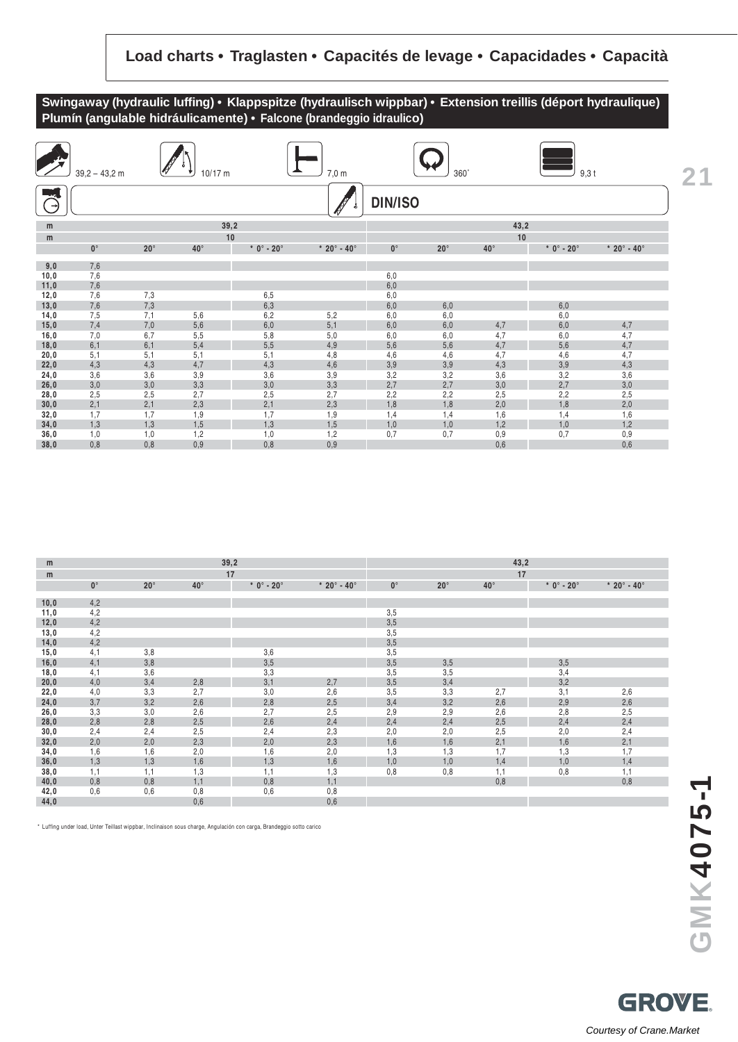## Load charts • Traglasten • Capacités de levage • Capacidades • Capacità

### Swingaway (hydraulic luffing) • Klappspitze (hydraulisch wippbar) • Extension treillis (déport hydraulique) Plumín (angulable hidráulicamente) • Falcone (brandeggio idraulico)

39,2 – 43,2 m | 10/17 m | 7,0 m | 360° | 9,3 t

DIN/ISO

| m | 39,2 | | | | | 43,2 | | | | |
|---|---|---|---|---|---|---|---|---|---|---|
| m | 10 | | | | | 10 | | | | |
| | 0° | 20° | 40° | * 0° - 20° | * 20° - 40° | 0° | 20° | 40° | * 0° - 20° | * 20° - 40° |
| 9,0 | 7,6 | | | | | | | | | |
| 10,0 | 7,6 | | | | | 6,0 | | | | |
| 11,0 | 7,6 | | | | | 6,0 | | | | |
| 12,0 | 7,6 | 7,3 | | 6,5 | | 6,0 | | | | |
| 13,0 | 7,6 | 7,3 | | 6,3 | | 6,0 | 6,0 | | 6,0 | |
| 14,0 | 7,5 | 7,1 | 5,6 | 6,2 | 5,2 | 6,0 | 6,0 | | 6,0 | |
| 15,0 | 7,4 | 7,0 | 5,6 | 6,0 | 5,1 | 6,0 | 6,0 | 4,7 | 6,0 | 4,7 |
| 16,0 | 7,0 | 6,7 | 5,5 | 5,8 | 5,0 | 6,0 | 6,0 | 4,7 | 6,0 | 4,7 |
| 18,0 | 6,1 | 6,1 | 5,4 | 5,5 | 4,9 | 5,6 | 5,6 | 4,7 | 5,6 | 4,7 |
| 20,0 | 5,1 | 5,1 | 5,1 | 5,1 | 4,8 | 4,6 | 4,6 | 4,7 | 4,6 | 4,7 |
| 22,0 | 4,3 | 4,3 | 4,7 | 4,3 | 4,6 | 3,9 | 3,9 | 4,3 | 3,9 | 4,3 |
| 24,0 | 3,6 | 3,6 | 3,9 | 3,6 | 3,9 | 3,2 | 3,2 | 3,6 | 3,2 | 3,6 |
| 26,0 | 3,0 | 3,0 | 3,3 | 3,0 | 3,3 | 2,7 | 2,7 | 3,0 | 2,7 | 3,0 |
| 28,0 | 2,5 | 2,5 | 2,7 | 2,5 | 2,7 | 2,2 | 2,2 | 2,5 | 2,2 | 2,5 |
| 30,0 | 2,1 | 2,1 | 2,3 | 2,1 | 2,3 | 1,8 | 1,8 | 2,0 | 1,8 | 2,0 |
| 32,0 | 1,7 | 1,7 | 1,9 | 1,7 | 1,9 | 1,4 | 1,4 | 1,6 | 1,4 | 1,6 |
| 34,0 | 1,3 | 1,3 | 1,5 | 1,3 | 1,5 | 1,0 | 1,0 | 1,2 | 1,0 | 1,2 |
| 36,0 | 1,0 | 1,0 | 1,2 | 1,0 | 1,2 | 0,7 | 0,7 | 0,9 | 0,7 | 0,9 |
| 38,0 | 0,8 | 0,8 | 0,9 | 0,8 | 0,9 | | | 0,6 | | 0,6 |

| m | 39,2 | | | | | 43,2 | | | | |
|---|---|---|---|---|---|---|---|---|---|---|
| m | 17 | | | | | 17 | | | | |
| | 0° | 20° | 40° | * 0° - 20° | * 20° - 40° | 0° | 20° | 40° | * 0° - 20° | * 20° - 40° |
| 10,0 | 4,2 | | | | | | | | | |
| 11,0 | 4,2 | | | | | 3,5 | | | | |
| 12,0 | 4,2 | | | | | 3,5 | | | | |
| 13,0 | 4,2 | | | | | 3,5 | | | | |
| 14,0 | 4,2 | | | | | 3,5 | | | | |
| 15,0 | 4,1 | 3,8 | | 3,6 | | 3,5 | | | | |
| 16,0 | 4,1 | 3,8 | | 3,5 | | 3,5 | 3,5 | | 3,5 | |
| 18,0 | 4,1 | 3,6 | | 3,3 | | 3,5 | 3,5 | | 3,4 | |
| 20,0 | 4,0 | 3,4 | 2,8 | 3,1 | 2,7 | 3,5 | 3,4 | | 3,2 | |
| 22,0 | 4,0 | 3,3 | 2,7 | 3,0 | 2,6 | 3,5 | 3,3 | 2,7 | 3,1 | 2,6 |
| 24,0 | 3,7 | 3,2 | 2,6 | 2,8 | 2,5 | 3,4 | 3,2 | 2,6 | 2,9 | 2,6 |
| 26,0 | 3,3 | 3,0 | 2,6 | 2,7 | 2,5 | 2,9 | 2,9 | 2,6 | 2,8 | 2,5 |
| 28,0 | 2,8 | 2,8 | 2,5 | 2,6 | 2,4 | 2,4 | 2,4 | 2,5 | 2,4 | 2,4 |
| 30,0 | 2,4 | 2,4 | 2,5 | 2,4 | 2,3 | 2,0 | 2,0 | 2,5 | 2,0 | 2,4 |
| 32,0 | 2,0 | 2,0 | 2,3 | 2,0 | 2,3 | 1,6 | 1,6 | 2,1 | 1,6 | 2,1 |
| 34,0 | 1,6 | 1,6 | 2,0 | 1,6 | 2,0 | 1,3 | 1,3 | 1,7 | 1,3 | 1,7 |
| 36,0 | 1,3 | 1,3 | 1,6 | 1,3 | 1,6 | 1,0 | 1,0 | 1,4 | 1,0 | 1,4 |
| 38,0 | 1,1 | 1,1 | 1,3 | 1,1 | 1,3 | 0,8 | 0,8 | 1,1 | 0,8 | 1,1 |
| 40,0 | 0,8 | 0,8 | 1,1 | 0,8 | 1,1 | | | 0,8 | | 0,8 |
| 42,0 | 0,6 | 0,6 | 0,8 | 0,6 | 0,8 | | | | | |
| 44,0 | | | 0,6 | | 0,6 | | | | | |

* Luffing under load, Unter Teillast wippbar, Inclinaison sous charge, Angulación con carga, Brandeggio sotto carico

GMK4075-1

GROVE

Courtesy of Crane.Market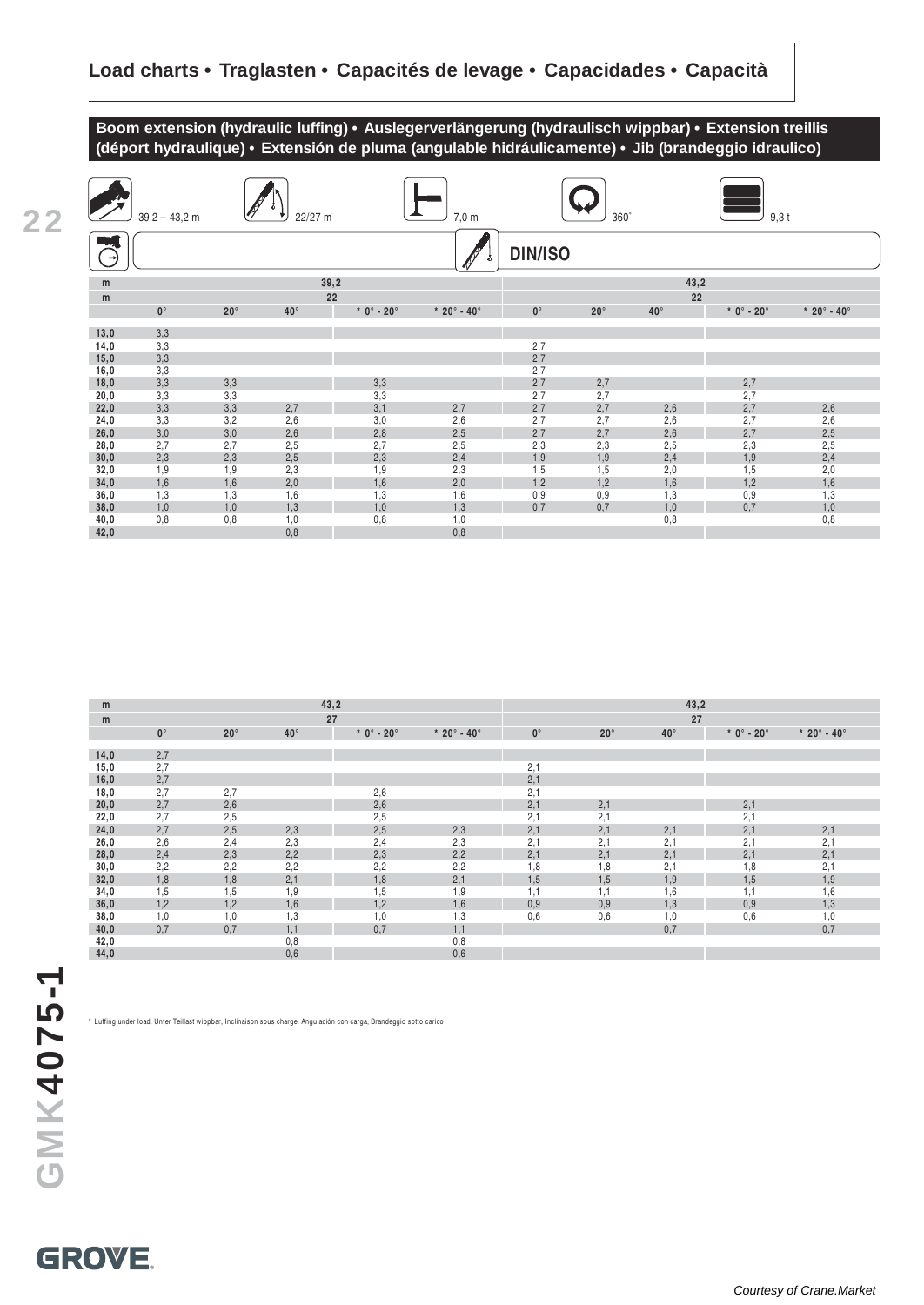## Load charts • Traglasten • Capacités de levage • Capacidades • Capacità

**Boom extension (hydraulic luffing) • Auslegerverlängerung (hydraulisch wippbar) • Extension treillis (déport hydraulique) • Extensión de pluma (angulable hidráulicamente) • Jib (brandeggio idraulico)**

39,2 – 43,2 m | 22/27 m | 7,0 m | 360° | 9,3 t

DIN/ISO

| m | 39,2 | | | | | 43,2 | | | | |
|---|---|---|---|---|---|---|---|---|---|---|
| m | 22 | | | | | 22 | | | | |
| | 0° | 20° | 40° | * 0° - 20° | * 20° - 40° | 0° | 20° | 40° | * 0° - 20° | * 20° - 40° |
| 13,0 | 3,3 | | | | | | | | | |
| 14,0 | 3,3 | | | | | 2,7 | | | | |
| 15,0 | 3,3 | | | | | 2,7 | | | | |
| 16,0 | 3,3 | | | | | 2,7 | | | | |
| 18,0 | 3,3 | 3,3 | | 3,3 | | 2,7 | 2,7 | | 2,7 | |
| 20,0 | 3,3 | 3,3 | | 3,3 | | 2,7 | 2,7 | | 2,7 | |
| 22,0 | 3,3 | 3,3 | 2,7 | 3,1 | 2,7 | 2,7 | 2,7 | 2,6 | 2,7 | 2,6 |
| 24,0 | 3,3 | 3,2 | 2,6 | 3,0 | 2,6 | 2,7 | 2,7 | 2,6 | 2,7 | 2,6 |
| 26,0 | 3,0 | 3,0 | 2,6 | 2,8 | 2,5 | 2,7 | 2,7 | 2,6 | 2,7 | 2,5 |
| 28,0 | 2,7 | 2,7 | 2,5 | 2,7 | 2,5 | 2,3 | 2,3 | 2,5 | 2,3 | 2,5 |
| 30,0 | 2,3 | 2,3 | 2,5 | 2,3 | 2,4 | 1,9 | 1,9 | 2,4 | 1,9 | 2,4 |
| 32,0 | 1,9 | 1,9 | 2,3 | 1,9 | 2,3 | 1,5 | 1,5 | 2,0 | 1,5 | 2,0 |
| 34,0 | 1,6 | 1,6 | 2,0 | 1,6 | 2,0 | 1,2 | 1,2 | 1,6 | 1,2 | 1,6 |
| 36,0 | 1,3 | 1,3 | 1,6 | 1,3 | 1,6 | 0,9 | 0,9 | 1,3 | 0,9 | 1,3 |
| 38,0 | 1,0 | 1,0 | 1,3 | 1,0 | 1,3 | 0,7 | 0,7 | 1,0 | 0,7 | 1,0 |
| 40,0 | 0,8 | 0,8 | 1,0 | 0,8 | 1,0 | | | 0,8 | | 0,8 |
| 42,0 | | | 0,8 | | 0,8 | | | | | |

| m | 43,2 | | | | | 43,2 | | | | |
|---|---|---|---|---|---|---|---|---|---|---|
| m | 27 | | | | | 27 | | | | |
| | 0° | 20° | 40° | * 0° - 20° | * 20° - 40° | 0° | 20° | 40° | * 0° - 20° | * 20° - 40° |
| 14,0 | 2,7 | | | | | | | | | |
| 15,0 | 2,7 | | | | | 2,1 | | | | |
| 16,0 | 2,7 | | | | | 2,1 | | | | |
| 18,0 | 2,7 | 2,7 | | 2,6 | | 2,1 | | | | |
| 20,0 | 2,7 | 2,6 | | 2,6 | | 2,1 | 2,1 | | 2,1 | |
| 22,0 | 2,7 | 2,5 | | 2,5 | | 2,1 | 2,1 | | 2,1 | |
| 24,0 | 2,7 | 2,5 | 2,3 | 2,5 | 2,3 | 2,1 | 2,1 | 2,1 | 2,1 | 2,1 |
| 26,0 | 2,6 | 2,4 | 2,3 | 2,4 | 2,3 | 2,1 | 2,1 | 2,1 | 2,1 | 2,1 |
| 28,0 | 2,4 | 2,3 | 2,2 | 2,3 | 2,2 | 2,1 | 2,1 | 2,1 | 2,1 | 2,1 |
| 30,0 | 2,2 | 2,2 | 2,2 | 2,2 | 2,2 | 1,8 | 1,8 | 2,1 | 1,8 | 2,1 |
| 32,0 | 1,8 | 1,8 | 2,1 | 1,8 | 2,1 | 1,5 | 1,5 | 1,9 | 1,5 | 1,9 |
| 34,0 | 1,5 | 1,5 | 1,9 | 1,5 | 1,9 | 1,1 | 1,1 | 1,6 | 1,1 | 1,6 |
| 36,0 | 1,2 | 1,2 | 1,6 | 1,2 | 1,6 | 0,9 | 0,9 | 1,3 | 0,9 | 1,3 |
| 38,0 | 1,0 | 1,0 | 1,3 | 1,0 | 1,3 | 0,6 | 0,6 | 1,0 | 0,6 | 1,0 |
| 40,0 | 0,7 | 0,7 | 1,1 | 0,7 | 1,1 | | | 0,7 | | 0,7 |
| 42,0 | | | 0,8 | | 0,8 | | | | | |
| 44,0 | | | 0,6 | | 0,6 | | | | | |

\* Luffing under load, Unter Teillast wippbar, Inclinaison sous charge, Angulación con carga, Brandeggio sotto carico

GMK4075-1

GROVE

Courtesy of Crane.Market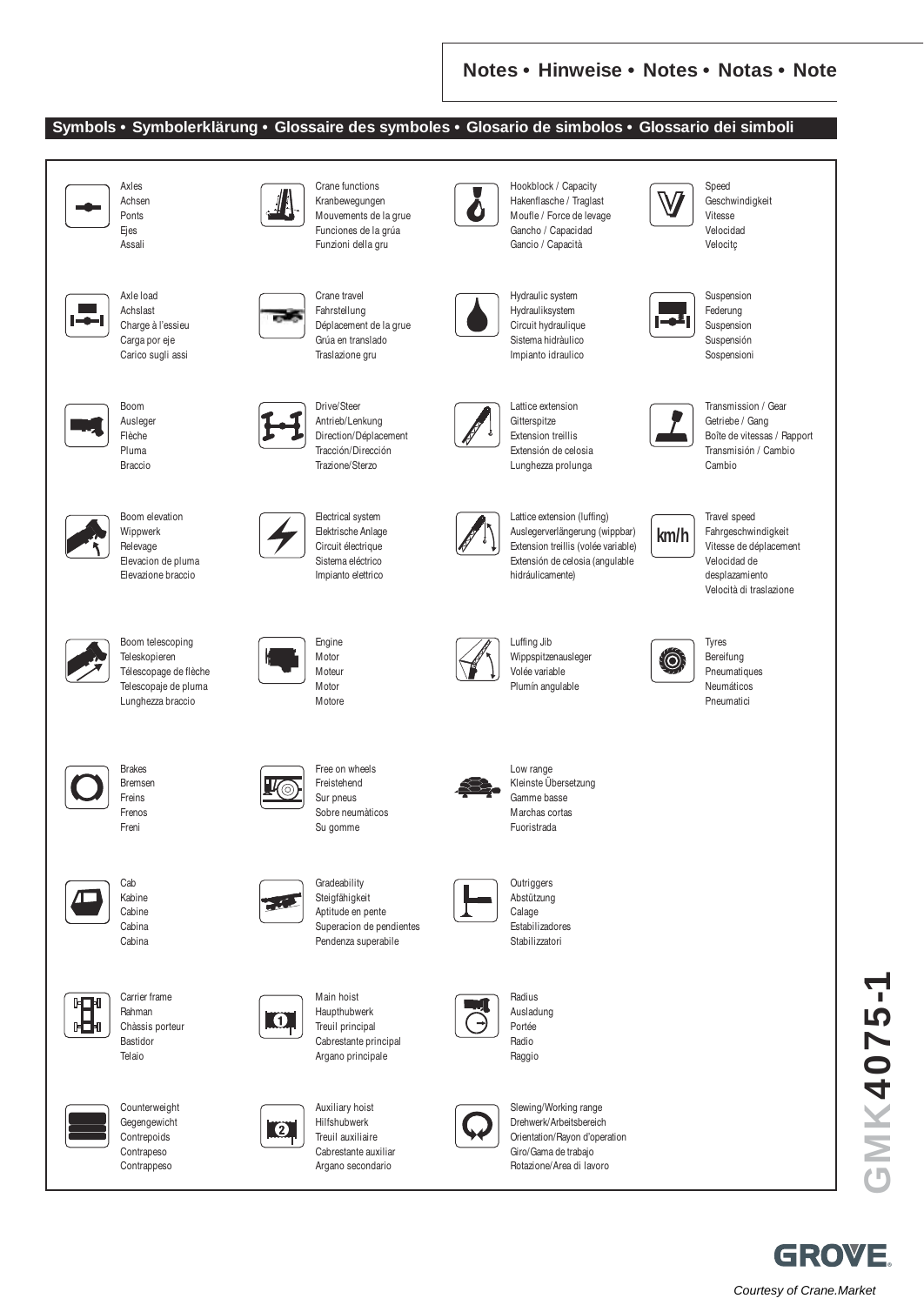## Notes • Hinweise • Notes • Notas • Note

## Symbols • Symbolerklärung • Glossaire des symboles • Glosario de simbolos • Glossario dei simboli

Axles
Achsen
Ponts
Ejes
Assali

Crane functions
Kranbewegungen
Mouvements de la grue
Funciones de la grúa
Funzioni della gru

Hookblock / Capacity
Hakenflasche / Traglast
Moufle / Force de levage
Gancho / Capacidad
Gancio / Capacità

Speed
Geschwindigkeit
Vitesse
Velocidad
Velocitç

Axle load
Achslast
Charge à l'essieu
Carga por eje
Carico sugli assi

Crane travel
Fahrstellung
Déplacement de la grue
Grúa en translado
Traslazione gru

Hydraulic system
Hydrauliksystem
Circuit hydraulique
Sistema hidráulico
Impianto idraulico

Suspension
Federung
Suspension
Suspensión
Sospensioni

Boom
Ausleger
Flèche
Pluma
Braccio

Drive/Steer
Antrieb/Lenkung
Direction/Déplacement
Tracción/Dirección
Trazione/Sterzo

Lattice extension
Gitterspitze
Extension treillis
Extensión de celosia
Lunghezza prolunga

Transmission / Gear
Getriebe / Gang
Boîte de vitesses / Rapport
Transmisión / Cambio
Cambio

Boom elevation
Wippwerk
Relevage
Elevacion de pluma
Elevazione braccio

Electrical system
Elektrische Anlage
Circuit électrique
Sistema eléctrico
Impianto elettrico

Lattice extension (luffing)
Auslegerverlängerung (wippbar)
Extension treillis (volée variable)
Extensión de celosia (angulable hidráulicamente)

Travel speed
Fahrgeschwindigkeit
Vitesse de déplacement
Velocidad de desplazamiento
Velocità di traslazione

Boom telescoping
Teleskopieren
Télescopage de flèche
Telescopaje de pluma
Lunghezza braccio

Engine
Motor
Moteur
Motor
Motore

Luffing Jib
Wippspitzenausleger
Volée variable
Plumín angulable

Tyres
Bereifung
Pneumatiques
Neumáticos
Pneumatici

Brakes
Bremsen
Freins
Frenos
Freni

Free on wheels
Freistehend
Sur pneus
Sobre neumáticos
Su gomme

Low range
Kleinste Übersetzung
Gamme basse
Marchas cortas
Fuoristrada

Cab
Kabine
Cabine
Cabina
Cabina

Gradeability
Steigfähigkeit
Aptitude en pente
Superacion de pendientes
Pendenza superabile

Outriggers
Abstützung
Calage
Estabilizadores
Stabilizzatori

Carrier frame
Rahman
Châssis porteur
Bastidor
Telaio

Main hoist
Haupthubwerk
Treuil principal
Cabrestante principal
Argano principale

Radius
Ausladung
Portée
Radio
Raggio

Counterweight
Gegengewicht
Contrepoids
Contrapeso
Contrappeso

Auxiliary hoist
Hilfshubwerk
Treuil auxiliaire
Cabrestante auxiliar
Argano secondario

Slewing/Working range
Drehwerk/Arbeitsbereich
Orientation/Rayon d'operation
Giro/Gama de trabajo
Rotazione/Area di lavoro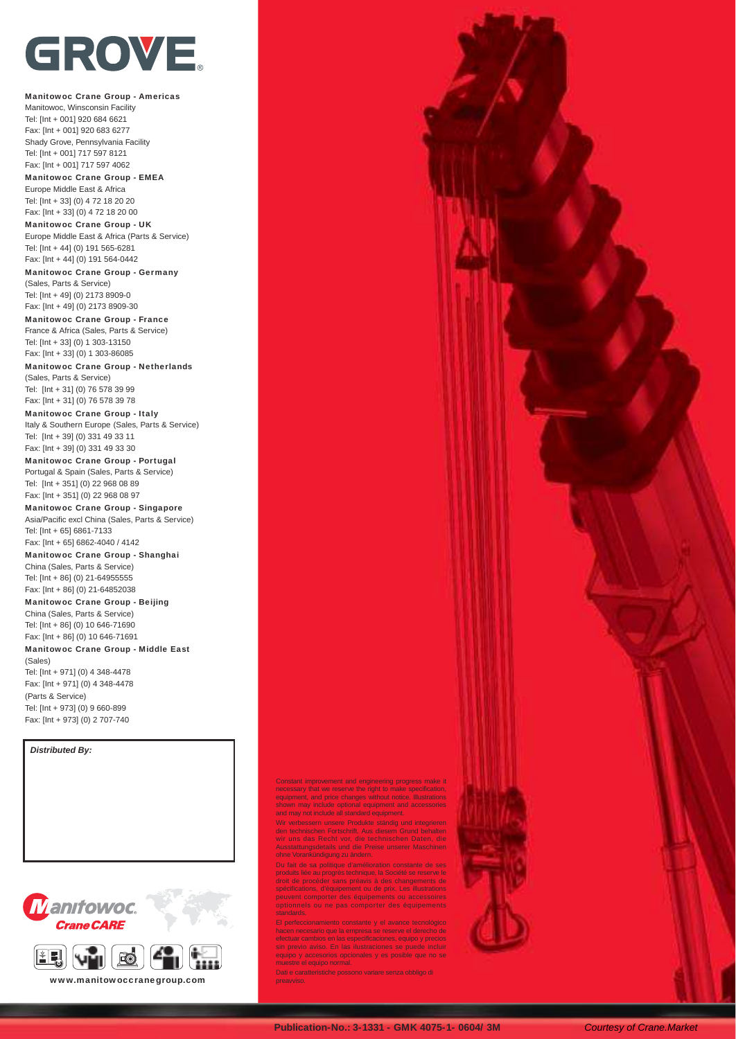# GROVE

**Manitowoc Crane Group - Americas**
Manitowoc, Winsconsin Facility
Tel: [Int + 001] 920 684 6621
Fax: [Int + 001] 920 683 6277
Shady Grove, Pennsylvania Facility
Tel: [Int + 001] 717 597 8121
Fax: [Int + 001] 717 597 4062

**Manitowoc Crane Group - EMEA**
Europe Middle East & Africa
Tel: [Int + 33] (0) 4 72 18 20 20
Fax: [Int + 33] (0) 4 72 18 20 00

**Manitowoc Crane Group - UK**
Europe Middle East & Africa (Parts & Service)
Tel: [Int + 44] (0) 191 565-6281
Fax: [Int + 44] (0) 191 564-0442

**Manitowoc Crane Group - Germany**
(Sales, Parts & Service)
Tel: [Int + 49] (0) 2173 8909-0
Fax: [Int + 49] (0) 2173 8909-30

**Manitowoc Crane Group - France**
France & Africa (Sales, Parts & Service)
Tel: [Int + 33] (0) 1 303-13150
Fax: [Int + 33] (0) 1 303-86085

**Manitowoc Crane Group - Netherlands**
(Sales, Parts & Service)
Tel: [Int + 31] (0) 76 578 39 99
Fax: [Int + 31] (0) 76 578 39 78

**Manitowoc Crane Group - Italy**
Italy & Southern Europe (Sales, Parts & Service)
Tel: [Int + 39] (0) 331 49 33 11
Fax: [Int + 39] (0) 331 49 33 30

**Manitowoc Crane Group - Portugal**
Portugal & Spain (Sales, Parts & Service)
Tel: [Int + 351] (0) 22 968 08 89
Fax: [Int + 351] (0) 22 968 08 97

**Manitowoc Crane Group - Singapore**
Asia/Pacific excl China (Sales, Parts & Service)
Tel: [Int + 65] 6861-7133
Fax: [Int + 65] 6862-4040 / 4142

**Manitowoc Crane Group - Shanghai**
China (Sales, Parts & Service)
Tel: [Int + 86] (0) 21-64955555
Fax: [Int + 86] (0) 21-64852038

**Manitowoc Crane Group - Beijing**
China (Sales, Parts & Service)
Tel: [Int + 86] (0) 10 646-71690
Fax: [Int + 86] (0) 10 646-71691

**Manitowoc Crane Group - Middle East**
(Sales)
Tel: [Int + 971] (0) 4 348-4478
Fax: [Int + 971] (0) 4 348-4478
(Parts & Service)
Tel: [Int + 973] (0) 9 660-899
Fax: [Int + 973] (0) 2 707-740

***Distributed By:***

Manitowoc
Crane CARE

www.manitowoccranegroup.com

Constant improvement and engineering progress make it necessary that we reserve the right to make specification, equipment, and price changes without notice. Illustrations shown may include optional equipment and accessories and may not include all standard equipment.

Wir verbessern unsere Produkte ständig und integrieren den technischen Fortschritt. Aus diesem Grund behalten wir uns das Recht vor, die technischen Daten, die Ausstattungsdetails und die Preise unserer Maschinen ohne Vorankündigung zu ändern.

Du fait de sa politique d'amélioration constante de ses produits liée au progrès technique, la Société se réserve le droit de procéder sans préavis à des changements de spécifications, d'équipement ou de prix. Les illustrations peuvent comporter des équipements ou accessoires optionnels ou ne pas comporter des équipements standards.

El perfeccionamiento constante y el avance tecnológico hacen necesario que la empresa se reserve el derecho de efectuar cambios en las especificaciones, equipo y precios sin previo aviso. En las ilustraciones se puede incluir equipo y accesorios opcionales y es posible que no se muestre el equipo normal.

Dati e caratteristiche possono variare senza obbligo di preavviso.

**Publication-No.: 3-1331 - GMK 4075-1- 0604/ 3M**

*Courtesy of Crane.Market*